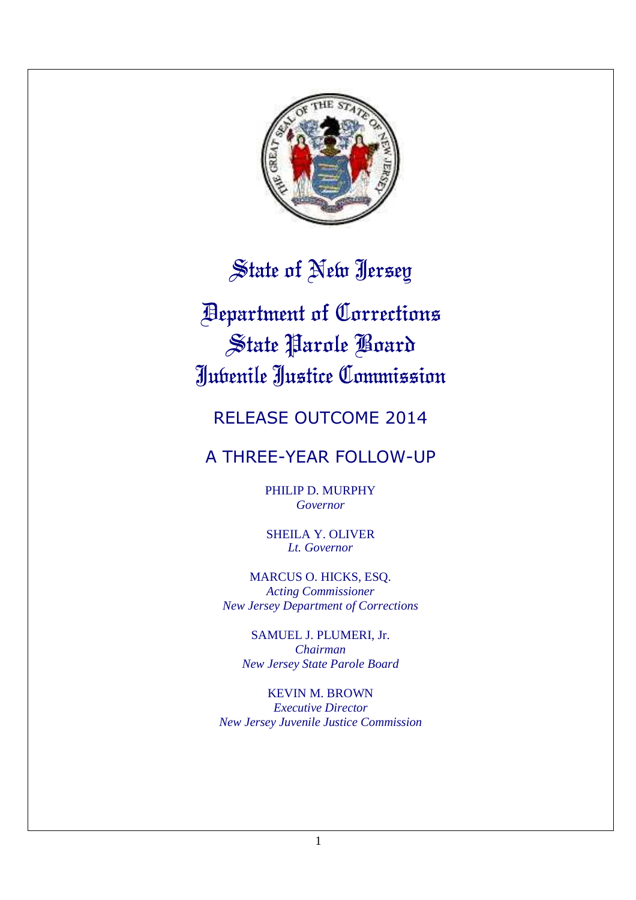# State of New Jersey

# Department of Corrections
# State Parole Board
# Juvenile Justice Commission

## RELEASE OUTCOME 2014

## A THREE-YEAR FOLLOW-UP

PHILIP D. MURPHY
*Governor*

SHEILA Y. OLIVER
*Lt. Governor*

MARCUS O. HICKS, ESQ.
*Acting Commissioner*
*New Jersey Department of Corrections*

SAMUEL J. PLUMERI, Jr.
*Chairman*
*New Jersey State Parole Board*

KEVIN M. BROWN
*Executive Director*
*New Jersey Juvenile Justice Commission*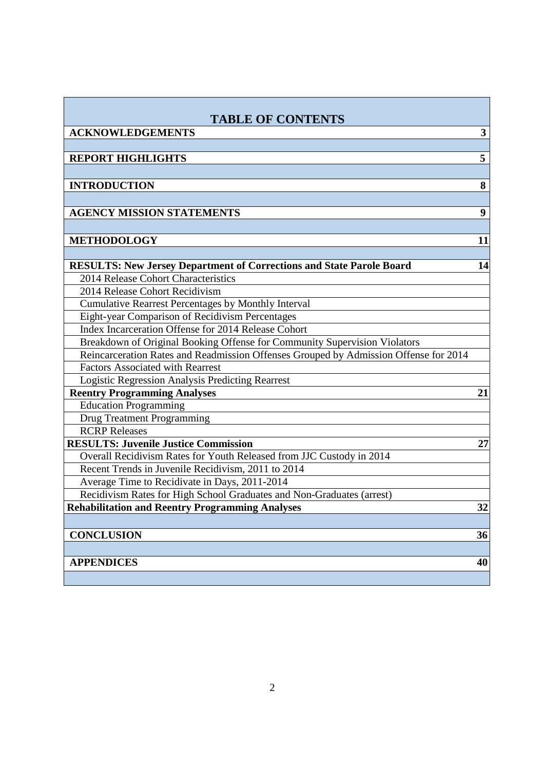# TABLE OF CONTENTS

| | |
|---|---|
| **ACKNOWLEDGEMENTS** | **3** |
| **REPORT HIGHLIGHTS** | **5** |
| **INTRODUCTION** | **8** |
| **AGENCY MISSION STATEMENTS** | **9** |
| **METHODOLOGY** | **11** |
| **RESULTS: New Jersey Department of Corrections and State Parole Board** | **14** |
| 2014 Release Cohort Characteristics | |
| 2014 Release Cohort Recidivism | |
| Cumulative Rearrest Percentages by Monthly Interval | |
| Eight-year Comparison of Recidivism Percentages | |
| Index Incarceration Offense for 2014 Release Cohort | |
| Breakdown of Original Booking Offense for Community Supervision Violators | |
| Reincarceration Rates and Readmission Offenses Grouped by Admission Offense for 2014 | |
| Factors Associated with Rearrest | |
| Logistic Regression Analysis Predicting Rearrest | |
| **Reentry Programming Analyses** | **21** |
| Education Programming | |
| Drug Treatment Programming | |
| RCRP Releases | |
| **RESULTS: Juvenile Justice Commission** | **27** |
| Overall Recidivism Rates for Youth Released from JJC Custody in 2014 | |
| Recent Trends in Juvenile Recidivism, 2011 to 2014 | |
| Average Time to Recidivate in Days, 2011-2014 | |
| Recidivism Rates for High School Graduates and Non-Graduates (arrest) | |
| **Rehabilitation and Reentry Programming Analyses** | **32** |
| **CONCLUSION** | **36** |
| **APPENDICES** | **40** |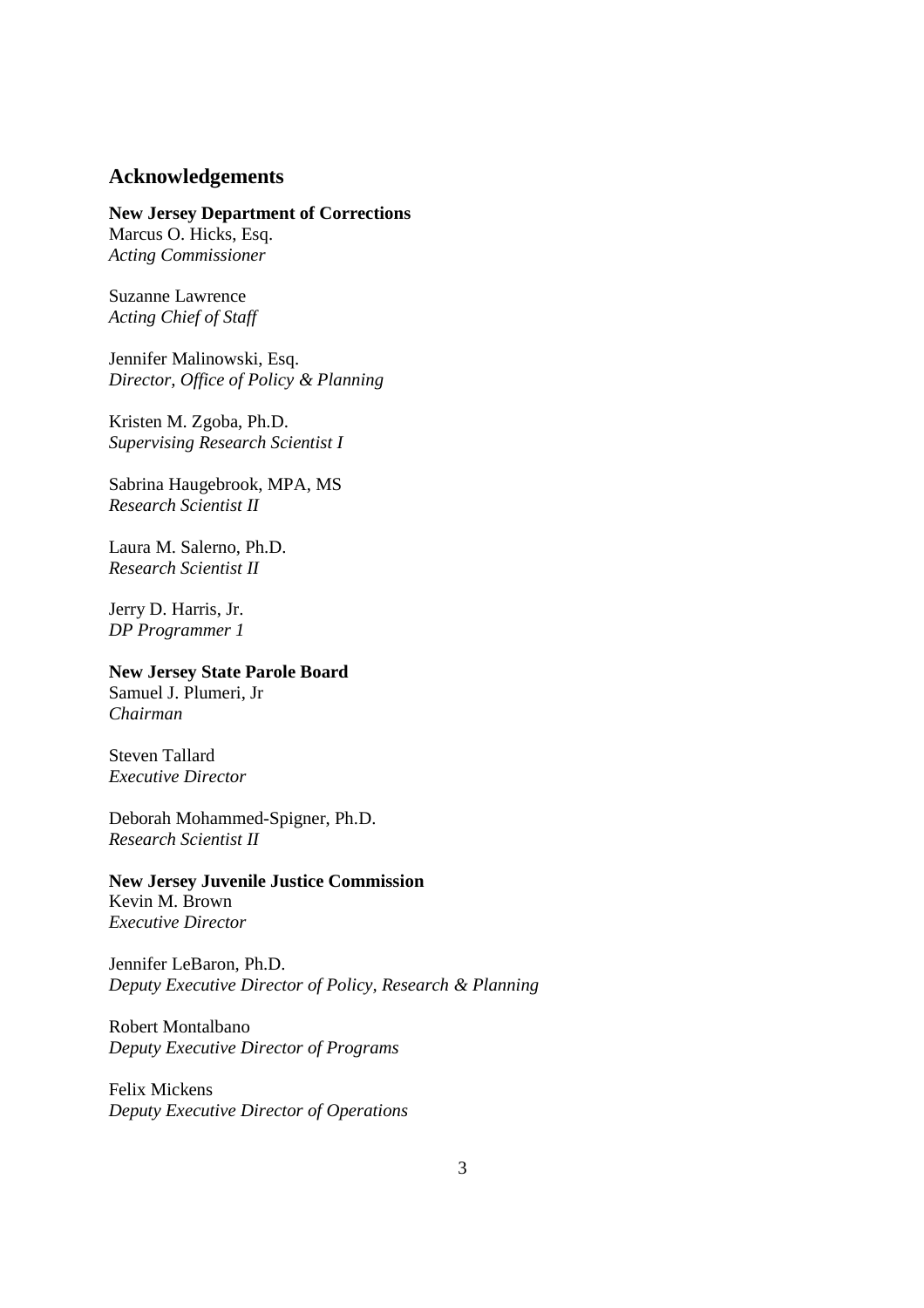## Acknowledgements

**New Jersey Department of Corrections**
Marcus O. Hicks, Esq.
*Acting Commissioner*

Suzanne Lawrence
*Acting Chief of Staff*

Jennifer Malinowski, Esq.
*Director, Office of Policy & Planning*

Kristen M. Zgoba, Ph.D.
*Supervising Research Scientist I*

Sabrina Haugebrook, MPA, MS
*Research Scientist II*

Laura M. Salerno, Ph.D.
*Research Scientist II*

Jerry D. Harris, Jr.
*DP Programmer 1*

**New Jersey State Parole Board**
Samuel J. Plumeri, Jr
*Chairman*

Steven Tallard
*Executive Director*

Deborah Mohammed-Spigner, Ph.D.
*Research Scientist II*

**New Jersey Juvenile Justice Commission**
Kevin M. Brown
*Executive Director*

Jennifer LeBaron, Ph.D.
*Deputy Executive Director of Policy, Research & Planning*

Robert Montalbano
*Deputy Executive Director of Programs*

Felix Mickens
*Deputy Executive Director of Operations*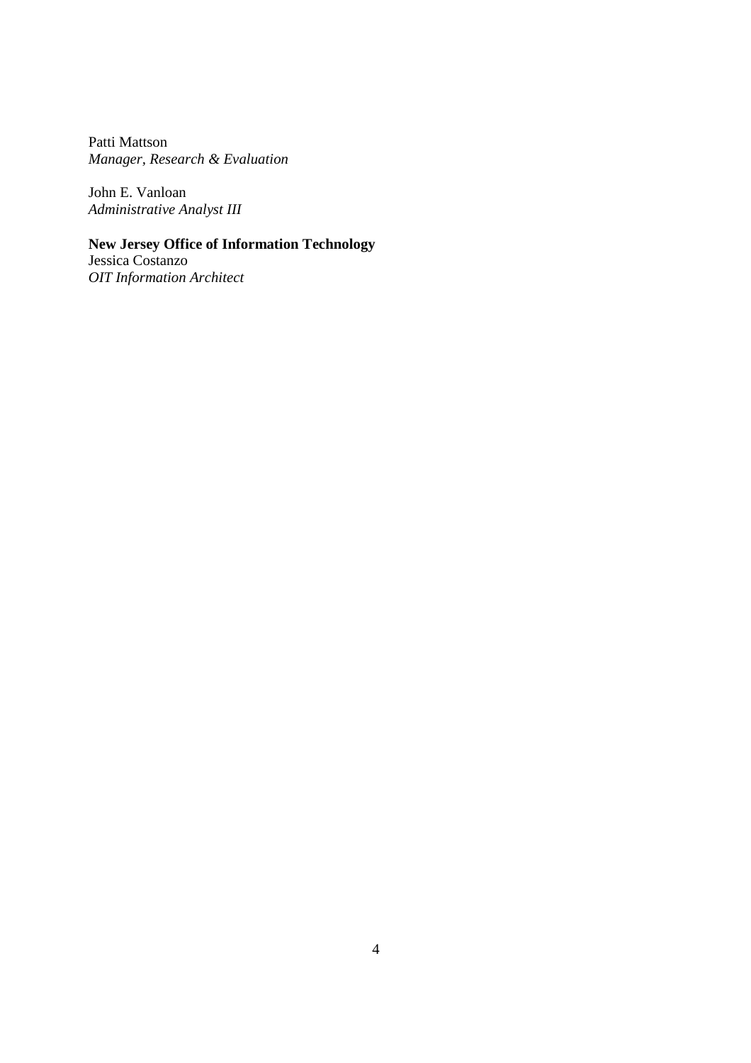Patti Mattson
*Manager, Research & Evaluation*

John E. Vanloan
*Administrative Analyst III*

**New Jersey Office of Information Technology**
Jessica Costanzo
*OIT Information Architect*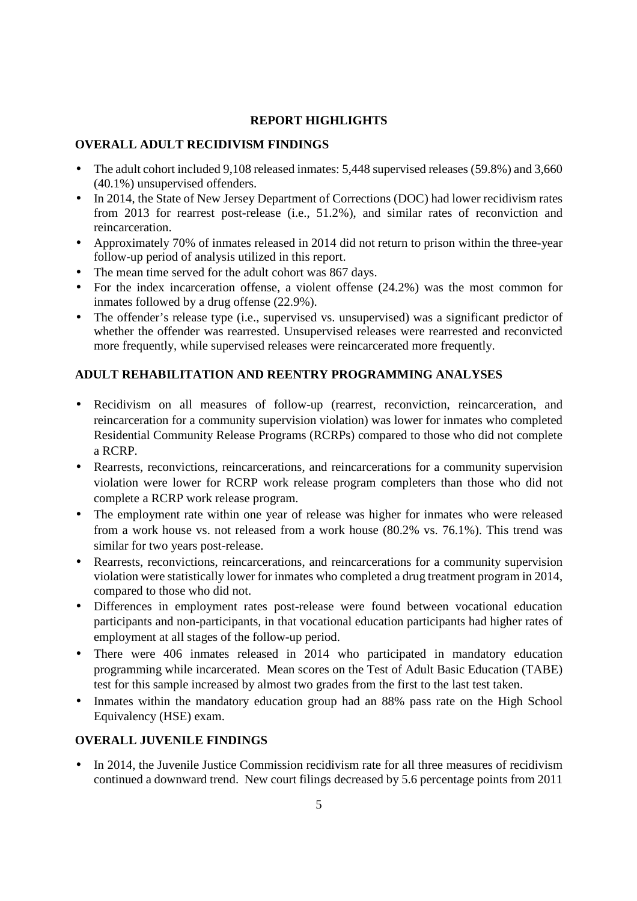## REPORT HIGHLIGHTS

### OVERALL ADULT RECIDIVISM FINDINGS

- The adult cohort included 9,108 released inmates: 5,448 supervised releases (59.8%) and 3,660 (40.1%) unsupervised offenders.
- In 2014, the State of New Jersey Department of Corrections (DOC) had lower recidivism rates from 2013 for rearrest post-release (i.e., 51.2%), and similar rates of reconviction and reincarceration.
- Approximately 70% of inmates released in 2014 did not return to prison within the three-year follow-up period of analysis utilized in this report.
- The mean time served for the adult cohort was 867 days.
- For the index incarceration offense, a violent offense (24.2%) was the most common for inmates followed by a drug offense (22.9%).
- The offender's release type (i.e., supervised vs. unsupervised) was a significant predictor of whether the offender was rearrested. Unsupervised releases were rearrested and reconvicted more frequently, while supervised releases were reincarcerated more frequently.

### ADULT REHABILITATION AND REENTRY PROGRAMMING ANALYSES

- Recidivism on all measures of follow-up (rearrest, reconviction, reincarceration, and reincarceration for a community supervision violation) was lower for inmates who completed Residential Community Release Programs (RCRPs) compared to those who did not complete a RCRP.
- Rearrests, reconvictions, reincarcerations, and reincarcerations for a community supervision violation were lower for RCRP work release program completers than those who did not complete a RCRP work release program.
- The employment rate within one year of release was higher for inmates who were released from a work house vs. not released from a work house (80.2% vs. 76.1%). This trend was similar for two years post-release.
- Rearrests, reconvictions, reincarcerations, and reincarcerations for a community supervision violation were statistically lower for inmates who completed a drug treatment program in 2014, compared to those who did not.
- Differences in employment rates post-release were found between vocational education participants and non-participants, in that vocational education participants had higher rates of employment at all stages of the follow-up period.
- There were 406 inmates released in 2014 who participated in mandatory education programming while incarcerated. Mean scores on the Test of Adult Basic Education (TABE) test for this sample increased by almost two grades from the first to the last test taken.
- Inmates within the mandatory education group had an 88% pass rate on the High School Equivalency (HSE) exam.

### OVERALL JUVENILE FINDINGS

- In 2014, the Juvenile Justice Commission recidivism rate for all three measures of recidivism continued a downward trend. New court filings decreased by 5.6 percentage points from 2011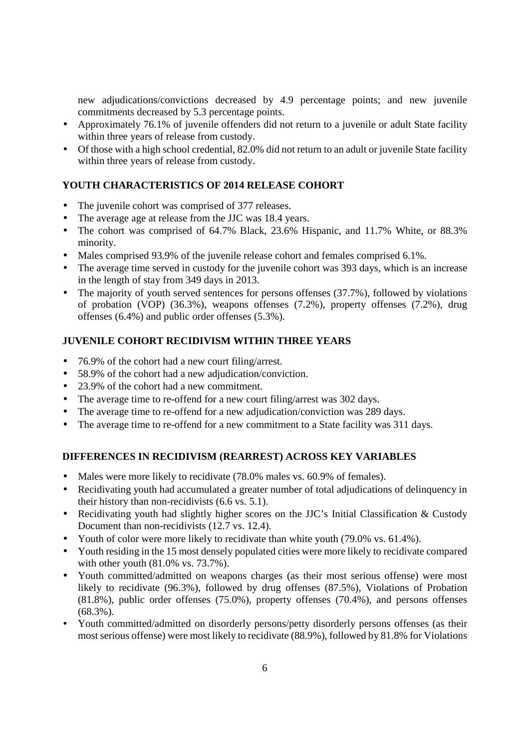new adjudications/convictions decreased by 4.9 percentage points; and new juvenile commitments decreased by 5.3 percentage points.

- Approximately 76.1% of juvenile offenders did not return to a juvenile or adult State facility within three years of release from custody.
- Of those with a high school credential, 82.0% did not return to an adult or juvenile State facility within three years of release from custody.

## YOUTH CHARACTERISTICS OF 2014 RELEASE COHORT

- The juvenile cohort was comprised of 377 releases.
- The average age at release from the JJC was 18.4 years.
- The cohort was comprised of 64.7% Black, 23.6% Hispanic, and 11.7% White, or 88.3% minority.
- Males comprised 93.9% of the juvenile release cohort and females comprised 6.1%.
- The average time served in custody for the juvenile cohort was 393 days, which is an increase in the length of stay from 349 days in 2013.
- The majority of youth served sentences for persons offenses (37.7%), followed by violations of probation (VOP) (36.3%), weapons offenses (7.2%), property offenses (7.2%), drug offenses (6.4%) and public order offenses (5.3%).

## JUVENILE COHORT RECIDIVISM WITHIN THREE YEARS

- 76.9% of the cohort had a new court filing/arrest.
- 58.9% of the cohort had a new adjudication/conviction.
- 23.9% of the cohort had a new commitment.
- The average time to re-offend for a new court filing/arrest was 302 days.
- The average time to re-offend for a new adjudication/conviction was 289 days.
- The average time to re-offend for a new commitment to a State facility was 311 days.

## DIFFERENCES IN RECIDIVISM (REARREST) ACROSS KEY VARIABLES

- Males were more likely to recidivate (78.0% males vs. 60.9% of females).
- Recidivating youth had accumulated a greater number of total adjudications of delinquency in their history than non-recidivists (6.6 vs. 5.1).
- Recidivating youth had slightly higher scores on the JJC's Initial Classification & Custody Document than non-recidivists (12.7 vs. 12.4).
- Youth of color were more likely to recidivate than white youth (79.0% vs. 61.4%).
- Youth residing in the 15 most densely populated cities were more likely to recidivate compared with other youth (81.0% vs. 73.7%).
- Youth committed/admitted on weapons charges (as their most serious offense) were most likely to recidivate (96.3%), followed by drug offenses (87.5%), Violations of Probation (81.8%), public order offenses (75.0%), property offenses (70.4%), and persons offenses (68.3%).
- Youth committed/admitted on disorderly persons/petty disorderly persons offenses (as their most serious offense) were most likely to recidivate (88.9%), followed by 81.8% for Violations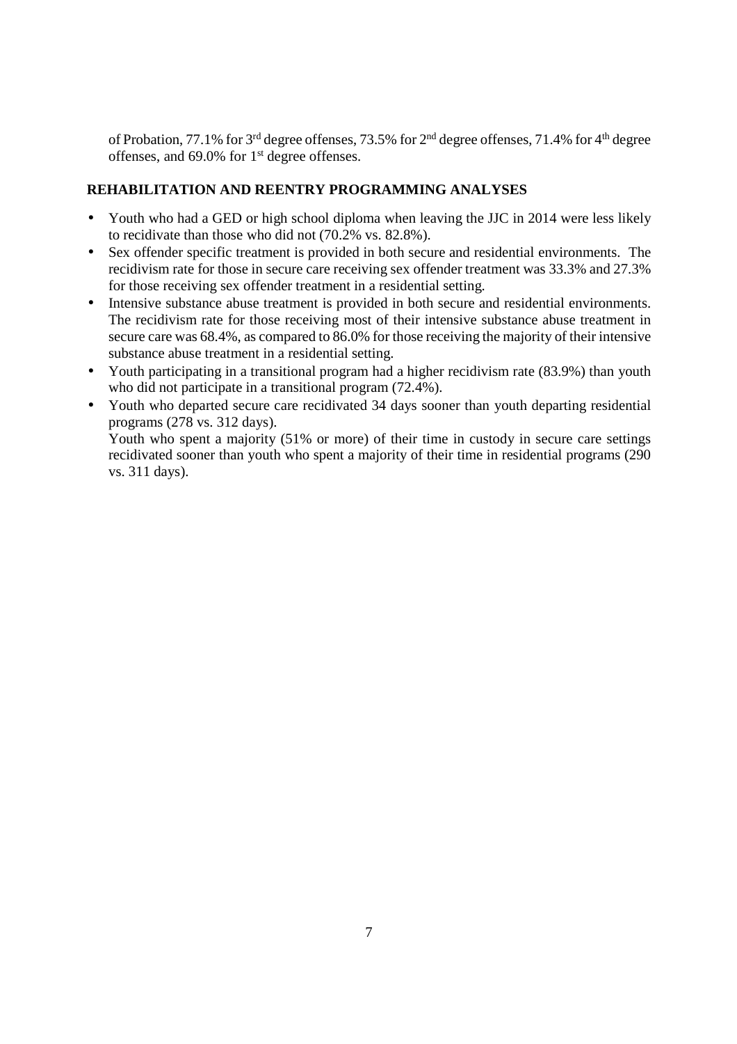of Probation, 77.1% for 3rd degree offenses, 73.5% for 2nd degree offenses, 71.4% for 4th degree offenses, and 69.0% for 1st degree offenses.

## REHABILITATION AND REENTRY PROGRAMMING ANALYSES

- Youth who had a GED or high school diploma when leaving the JJC in 2014 were less likely to recidivate than those who did not (70.2% vs. 82.8%).
- Sex offender specific treatment is provided in both secure and residential environments. The recidivism rate for those in secure care receiving sex offender treatment was 33.3% and 27.3% for those receiving sex offender treatment in a residential setting.
- Intensive substance abuse treatment is provided in both secure and residential environments. The recidivism rate for those receiving most of their intensive substance abuse treatment in secure care was 68.4%, as compared to 86.0% for those receiving the majority of their intensive substance abuse treatment in a residential setting.
- Youth participating in a transitional program had a higher recidivism rate (83.9%) than youth who did not participate in a transitional program (72.4%).
- Youth who departed secure care recidivated 34 days sooner than youth departing residential programs (278 vs. 312 days).
  Youth who spent a majority (51% or more) of their time in custody in secure care settings recidivated sooner than youth who spent a majority of their time in residential programs (290 vs. 311 days).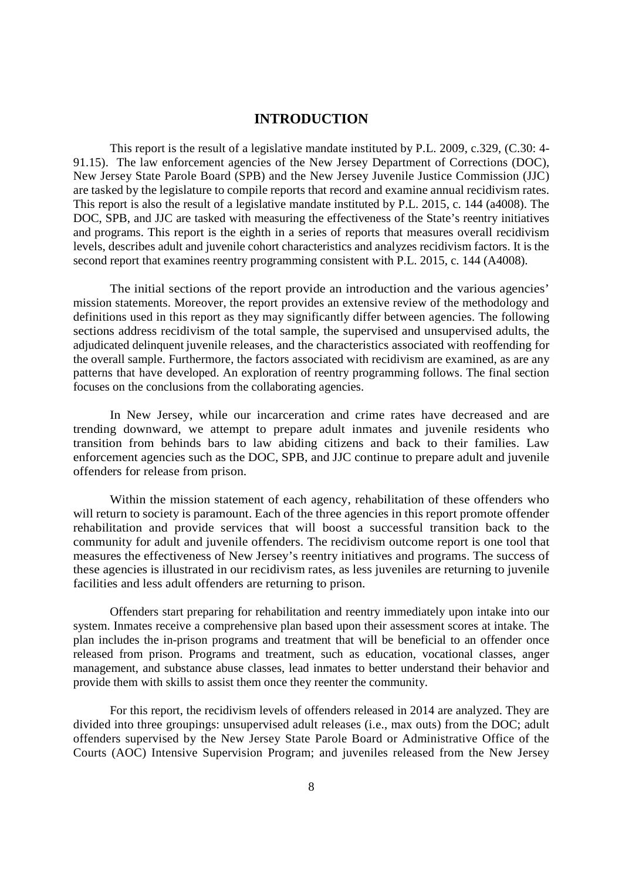# INTRODUCTION

This report is the result of a legislative mandate instituted by P.L. 2009, c.329, (C.30: 4-91.15). The law enforcement agencies of the New Jersey Department of Corrections (DOC), New Jersey State Parole Board (SPB) and the New Jersey Juvenile Justice Commission (JJC) are tasked by the legislature to compile reports that record and examine annual recidivism rates. This report is also the result of a legislative mandate instituted by P.L. 2015, c. 144 (a4008). The DOC, SPB, and JJC are tasked with measuring the effectiveness of the State's reentry initiatives and programs. This report is the eighth in a series of reports that measures overall recidivism levels, describes adult and juvenile cohort characteristics and analyzes recidivism factors. It is the second report that examines reentry programming consistent with P.L. 2015, c. 144 (A4008).

The initial sections of the report provide an introduction and the various agencies' mission statements. Moreover, the report provides an extensive review of the methodology and definitions used in this report as they may significantly differ between agencies. The following sections address recidivism of the total sample, the supervised and unsupervised adults, the adjudicated delinquent juvenile releases, and the characteristics associated with reoffending for the overall sample. Furthermore, the factors associated with recidivism are examined, as are any patterns that have developed. An exploration of reentry programming follows. The final section focuses on the conclusions from the collaborating agencies.

In New Jersey, while our incarceration and crime rates have decreased and are trending downward, we attempt to prepare adult inmates and juvenile residents who transition from behinds bars to law abiding citizens and back to their families. Law enforcement agencies such as the DOC, SPB, and JJC continue to prepare adult and juvenile offenders for release from prison.

Within the mission statement of each agency, rehabilitation of these offenders who will return to society is paramount. Each of the three agencies in this report promote offender rehabilitation and provide services that will boost a successful transition back to the community for adult and juvenile offenders. The recidivism outcome report is one tool that measures the effectiveness of New Jersey's reentry initiatives and programs. The success of these agencies is illustrated in our recidivism rates, as less juveniles are returning to juvenile facilities and less adult offenders are returning to prison.

Offenders start preparing for rehabilitation and reentry immediately upon intake into our system. Inmates receive a comprehensive plan based upon their assessment scores at intake. The plan includes the in-prison programs and treatment that will be beneficial to an offender once released from prison. Programs and treatment, such as education, vocational classes, anger management, and substance abuse classes, lead inmates to better understand their behavior and provide them with skills to assist them once they reenter the community.

For this report, the recidivism levels of offenders released in 2014 are analyzed. They are divided into three groupings: unsupervised adult releases (i.e., max outs) from the DOC; adult offenders supervised by the New Jersey State Parole Board or Administrative Office of the Courts (AOC) Intensive Supervision Program; and juveniles released from the New Jersey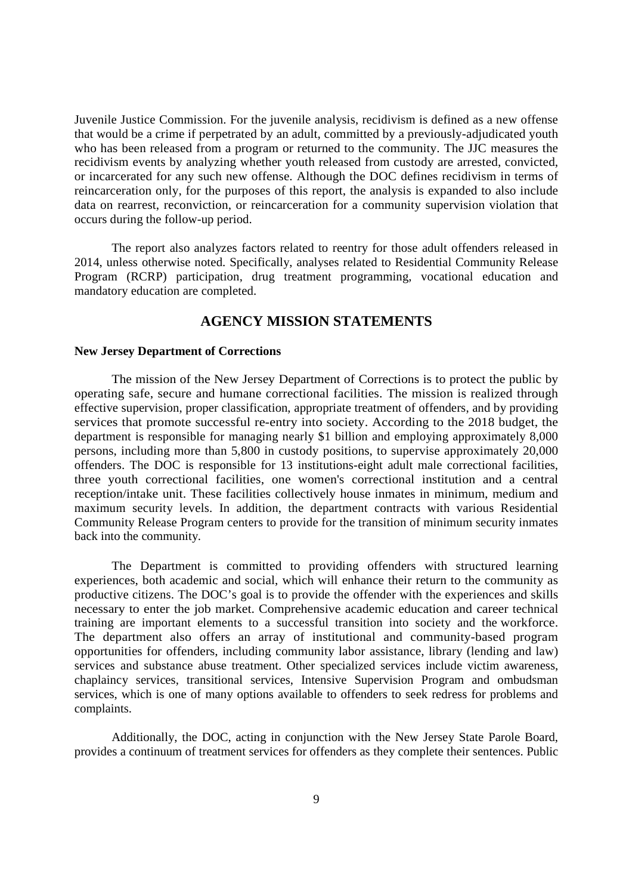Juvenile Justice Commission. For the juvenile analysis, recidivism is defined as a new offense that would be a crime if perpetrated by an adult, committed by a previously-adjudicated youth who has been released from a program or returned to the community. The JJC measures the recidivism events by analyzing whether youth released from custody are arrested, convicted, or incarcerated for any such new offense. Although the DOC defines recidivism in terms of reincarceration only, for the purposes of this report, the analysis is expanded to also include data on rearrest, reconviction, or reincarceration for a community supervision violation that occurs during the follow-up period.

The report also analyzes factors related to reentry for those adult offenders released in 2014, unless otherwise noted. Specifically, analyses related to Residential Community Release Program (RCRP) participation, drug treatment programming, vocational education and mandatory education are completed.

## AGENCY MISSION STATEMENTS

**New Jersey Department of Corrections**

The mission of the New Jersey Department of Corrections is to protect the public by operating safe, secure and humane correctional facilities. The mission is realized through effective supervision, proper classification, appropriate treatment of offenders, and by providing services that promote successful re-entry into society. According to the 2018 budget, the department is responsible for managing nearly $1 billion and employing approximately 8,000 persons, including more than 5,800 in custody positions, to supervise approximately 20,000 offenders. The DOC is responsible for 13 institutions-eight adult male correctional facilities, three youth correctional facilities, one women's correctional institution and a central reception/intake unit. These facilities collectively house inmates in minimum, medium and maximum security levels. In addition, the department contracts with various Residential Community Release Program centers to provide for the transition of minimum security inmates back into the community.

The Department is committed to providing offenders with structured learning experiences, both academic and social, which will enhance their return to the community as productive citizens. The DOC's goal is to provide the offender with the experiences and skills necessary to enter the job market. Comprehensive academic education and career technical training are important elements to a successful transition into society and the workforce. The department also offers an array of institutional and community-based program opportunities for offenders, including community labor assistance, library (lending and law) services and substance abuse treatment. Other specialized services include victim awareness, chaplaincy services, transitional services, Intensive Supervision Program and ombudsman services, which is one of many options available to offenders to seek redress for problems and complaints.

Additionally, the DOC, acting in conjunction with the New Jersey State Parole Board, provides a continuum of treatment services for offenders as they complete their sentences. Public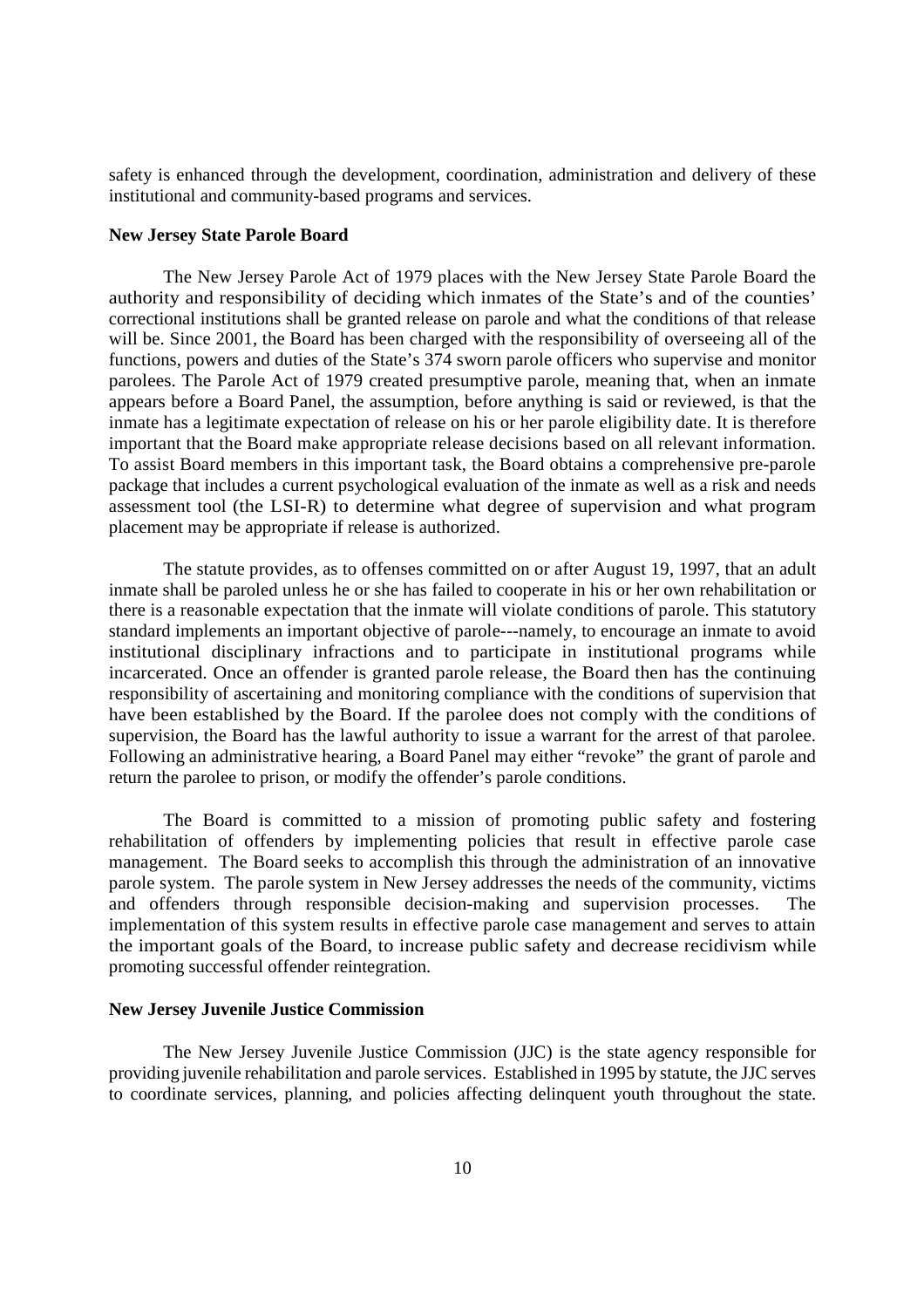safety is enhanced through the development, coordination, administration and delivery of these institutional and community-based programs and services.

**New Jersey State Parole Board**

The New Jersey Parole Act of 1979 places with the New Jersey State Parole Board the authority and responsibility of deciding which inmates of the State's and of the counties' correctional institutions shall be granted release on parole and what the conditions of that release will be. Since 2001, the Board has been charged with the responsibility of overseeing all of the functions, powers and duties of the State's 374 sworn parole officers who supervise and monitor parolees. The Parole Act of 1979 created presumptive parole, meaning that, when an inmate appears before a Board Panel, the assumption, before anything is said or reviewed, is that the inmate has a legitimate expectation of release on his or her parole eligibility date. It is therefore important that the Board make appropriate release decisions based on all relevant information. To assist Board members in this important task, the Board obtains a comprehensive pre-parole package that includes a current psychological evaluation of the inmate as well as a risk and needs assessment tool (the LSI-R) to determine what degree of supervision and what program placement may be appropriate if release is authorized.

The statute provides, as to offenses committed on or after August 19, 1997, that an adult inmate shall be paroled unless he or she has failed to cooperate in his or her own rehabilitation or there is a reasonable expectation that the inmate will violate conditions of parole. This statutory standard implements an important objective of parole---namely, to encourage an inmate to avoid institutional disciplinary infractions and to participate in institutional programs while incarcerated. Once an offender is granted parole release, the Board then has the continuing responsibility of ascertaining and monitoring compliance with the conditions of supervision that have been established by the Board. If the parolee does not comply with the conditions of supervision, the Board has the lawful authority to issue a warrant for the arrest of that parolee. Following an administrative hearing, a Board Panel may either "revoke" the grant of parole and return the parolee to prison, or modify the offender's parole conditions.

The Board is committed to a mission of promoting public safety and fostering rehabilitation of offenders by implementing policies that result in effective parole case management. The Board seeks to accomplish this through the administration of an innovative parole system. The parole system in New Jersey addresses the needs of the community, victims and offenders through responsible decision-making and supervision processes. The implementation of this system results in effective parole case management and serves to attain the important goals of the Board, to increase public safety and decrease recidivism while promoting successful offender reintegration.

**New Jersey Juvenile Justice Commission**

The New Jersey Juvenile Justice Commission (JJC) is the state agency responsible for providing juvenile rehabilitation and parole services. Established in 1995 by statute, the JJC serves to coordinate services, planning, and policies affecting delinquent youth throughout the state.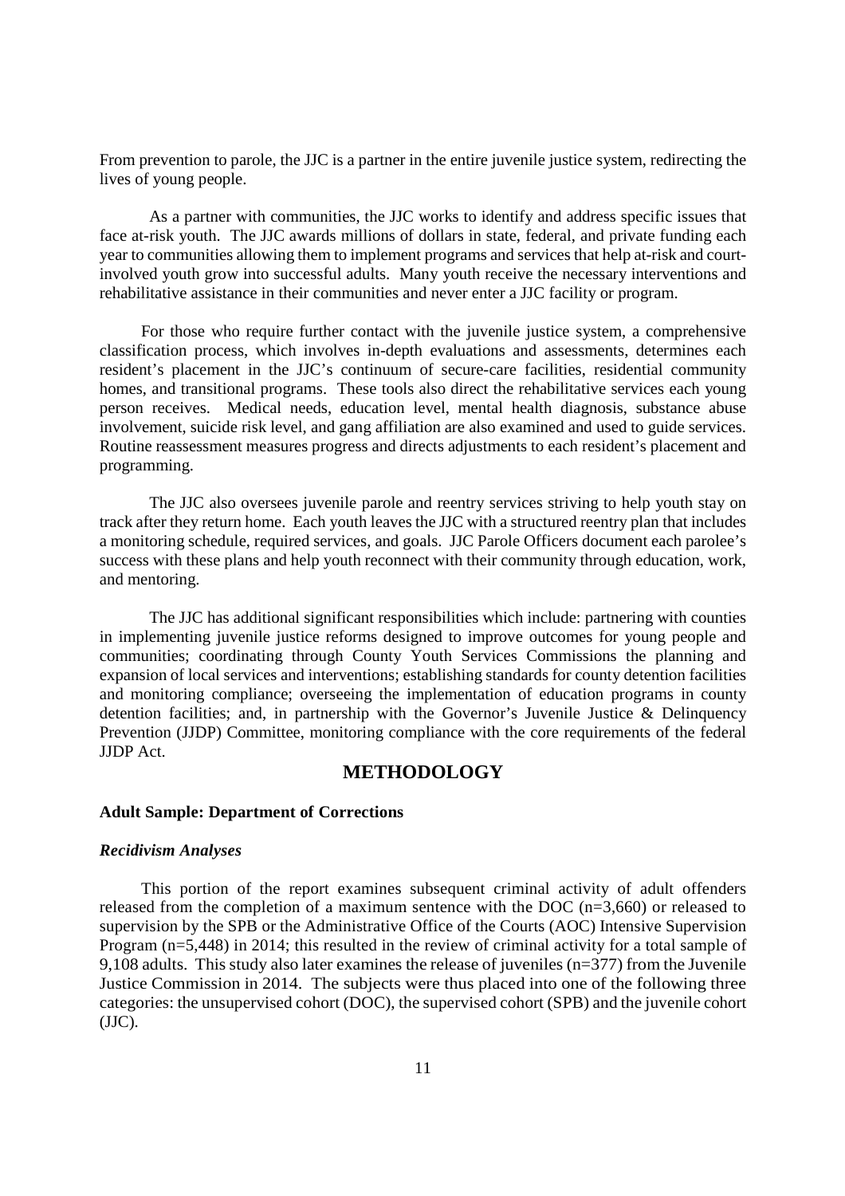From prevention to parole, the JJC is a partner in the entire juvenile justice system, redirecting the lives of young people.

As a partner with communities, the JJC works to identify and address specific issues that face at-risk youth. The JJC awards millions of dollars in state, federal, and private funding each year to communities allowing them to implement programs and services that help at-risk and court-involved youth grow into successful adults. Many youth receive the necessary interventions and rehabilitative assistance in their communities and never enter a JJC facility or program.

For those who require further contact with the juvenile justice system, a comprehensive classification process, which involves in-depth evaluations and assessments, determines each resident's placement in the JJC's continuum of secure-care facilities, residential community homes, and transitional programs. These tools also direct the rehabilitative services each young person receives. Medical needs, education level, mental health diagnosis, substance abuse involvement, suicide risk level, and gang affiliation are also examined and used to guide services. Routine reassessment measures progress and directs adjustments to each resident's placement and programming.

The JJC also oversees juvenile parole and reentry services striving to help youth stay on track after they return home. Each youth leaves the JJC with a structured reentry plan that includes a monitoring schedule, required services, and goals. JJC Parole Officers document each parolee's success with these plans and help youth reconnect with their community through education, work, and mentoring.

The JJC has additional significant responsibilities which include: partnering with counties in implementing juvenile justice reforms designed to improve outcomes for young people and communities; coordinating through County Youth Services Commissions the planning and expansion of local services and interventions; establishing standards for county detention facilities and monitoring compliance; overseeing the implementation of education programs in county detention facilities; and, in partnership with the Governor's Juvenile Justice & Delinquency Prevention (JJDP) Committee, monitoring compliance with the core requirements of the federal JJDP Act.

## METHODOLOGY

### Adult Sample: Department of Corrections

#### *Recidivism Analyses*

This portion of the report examines subsequent criminal activity of adult offenders released from the completion of a maximum sentence with the DOC (n=3,660) or released to supervision by the SPB or the Administrative Office of the Courts (AOC) Intensive Supervision Program (n=5,448) in 2014; this resulted in the review of criminal activity for a total sample of 9,108 adults. This study also later examines the release of juveniles (n=377) from the Juvenile Justice Commission in 2014. The subjects were thus placed into one of the following three categories: the unsupervised cohort (DOC), the supervised cohort (SPB) and the juvenile cohort (JJC).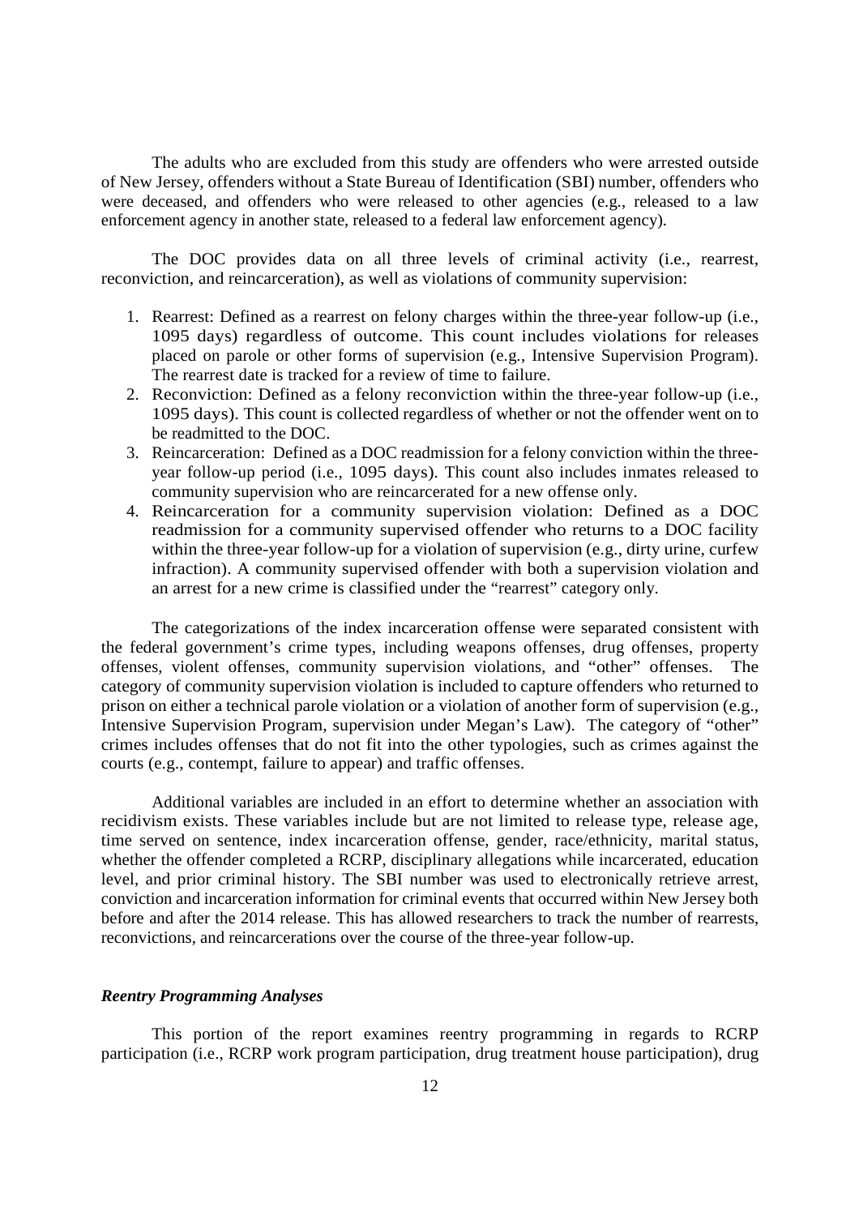The adults who are excluded from this study are offenders who were arrested outside of New Jersey, offenders without a State Bureau of Identification (SBI) number, offenders who were deceased, and offenders who were released to other agencies (e.g., released to a law enforcement agency in another state, released to a federal law enforcement agency).

The DOC provides data on all three levels of criminal activity (i.e., rearrest, reconviction, and reincarceration), as well as violations of community supervision:

1. Rearrest: Defined as a rearrest on felony charges within the three-year follow-up (i.e., 1095 days) regardless of outcome. This count includes violations for releases placed on parole or other forms of supervision (e.g., Intensive Supervision Program). The rearrest date is tracked for a review of time to failure.
2. Reconviction: Defined as a felony reconviction within the three-year follow-up (i.e., 1095 days). This count is collected regardless of whether or not the offender went on to be readmitted to the DOC.
3. Reincarceration: Defined as a DOC readmission for a felony conviction within the three-year follow-up period (i.e., 1095 days). This count also includes inmates released to community supervision who are reincarcerated for a new offense only.
4. Reincarceration for a community supervision violation: Defined as a DOC readmission for a community supervised offender who returns to a DOC facility within the three-year follow-up for a violation of supervision (e.g., dirty urine, curfew infraction). A community supervised offender with both a supervision violation and an arrest for a new crime is classified under the "rearrest" category only.

The categorizations of the index incarceration offense were separated consistent with the federal government's crime types, including weapons offenses, drug offenses, property offenses, violent offenses, community supervision violations, and "other" offenses. The category of community supervision violation is included to capture offenders who returned to prison on either a technical parole violation or a violation of another form of supervision (e.g., Intensive Supervision Program, supervision under Megan's Law). The category of "other" crimes includes offenses that do not fit into the other typologies, such as crimes against the courts (e.g., contempt, failure to appear) and traffic offenses.

Additional variables are included in an effort to determine whether an association with recidivism exists. These variables include but are not limited to release type, release age, time served on sentence, index incarceration offense, gender, race/ethnicity, marital status, whether the offender completed a RCRP, disciplinary allegations while incarcerated, education level, and prior criminal history. The SBI number was used to electronically retrieve arrest, conviction and incarceration information for criminal events that occurred within New Jersey both before and after the 2014 release. This has allowed researchers to track the number of rearrests, reconvictions, and reincarcerations over the course of the three-year follow-up.

### *Reentry Programming Analyses*

This portion of the report examines reentry programming in regards to RCRP participation (i.e., RCRP work program participation, drug treatment house participation), drug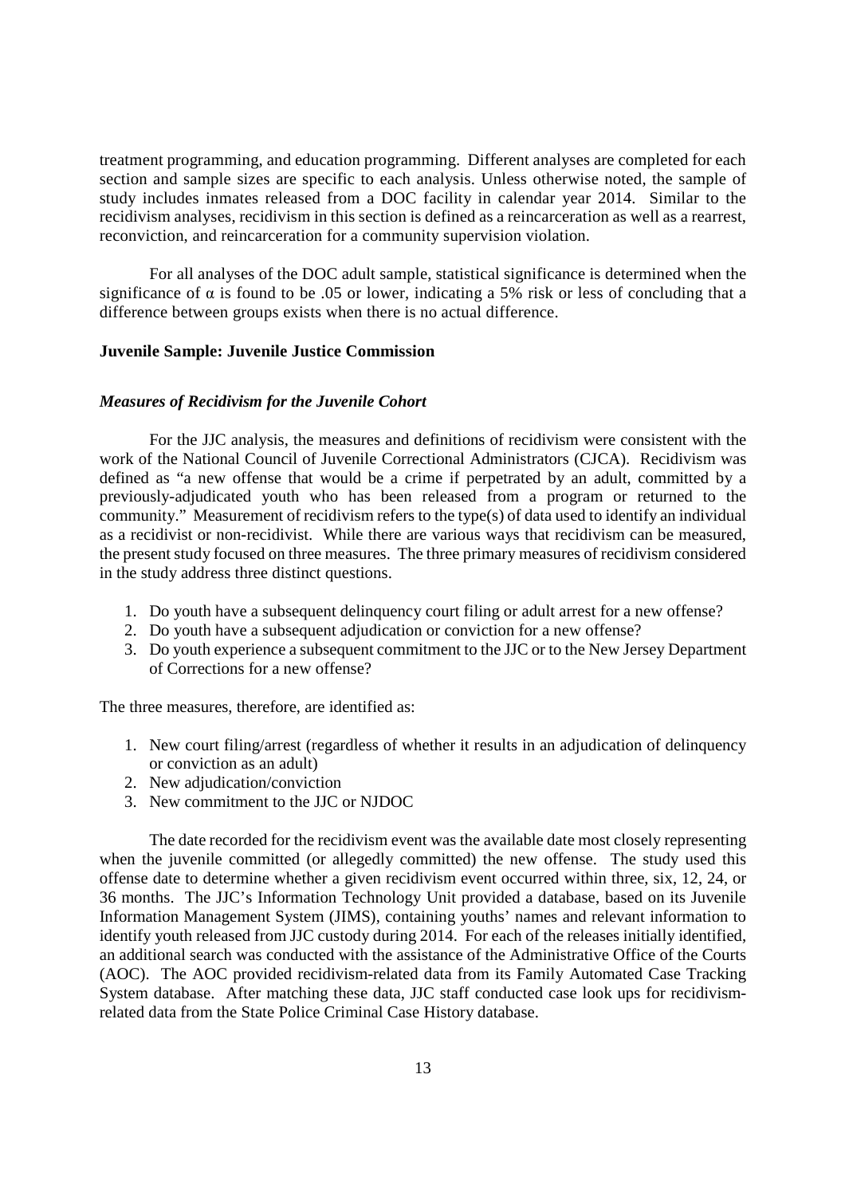treatment programming, and education programming. Different analyses are completed for each section and sample sizes are specific to each analysis. Unless otherwise noted, the sample of study includes inmates released from a DOC facility in calendar year 2014. Similar to the recidivism analyses, recidivism in this section is defined as a reincarceration as well as a rearrest, reconviction, and reincarceration for a community supervision violation.

For all analyses of the DOC adult sample, statistical significance is determined when the significance of $\alpha$ is found to be .05 or lower, indicating a 5% risk or less of concluding that a difference between groups exists when there is no actual difference.

**Juvenile Sample: Juvenile Justice Commission**

***Measures of Recidivism for the Juvenile Cohort***

For the JJC analysis, the measures and definitions of recidivism were consistent with the work of the National Council of Juvenile Correctional Administrators (CJCA). Recidivism was defined as "a new offense that would be a crime if perpetrated by an adult, committed by a previously-adjudicated youth who has been released from a program or returned to the community." Measurement of recidivism refers to the type(s) of data used to identify an individual as a recidivist or non-recidivist. While there are various ways that recidivism can be measured, the present study focused on three measures. The three primary measures of recidivism considered in the study address three distinct questions.

1. Do youth have a subsequent delinquency court filing or adult arrest for a new offense?
2. Do youth have a subsequent adjudication or conviction for a new offense?
3. Do youth experience a subsequent commitment to the JJC or to the New Jersey Department of Corrections for a new offense?

The three measures, therefore, are identified as:

1. New court filing/arrest (regardless of whether it results in an adjudication of delinquency or conviction as an adult)
2. New adjudication/conviction
3. New commitment to the JJC or NJDOC

The date recorded for the recidivism event was the available date most closely representing when the juvenile committed (or allegedly committed) the new offense. The study used this offense date to determine whether a given recidivism event occurred within three, six, 12, 24, or 36 months. The JJC's Information Technology Unit provided a database, based on its Juvenile Information Management System (JIMS), containing youths' names and relevant information to identify youth released from JJC custody during 2014. For each of the releases initially identified, an additional search was conducted with the assistance of the Administrative Office of the Courts (AOC). The AOC provided recidivism-related data from its Family Automated Case Tracking System database. After matching these data, JJC staff conducted case look ups for recidivism-related data from the State Police Criminal Case History database.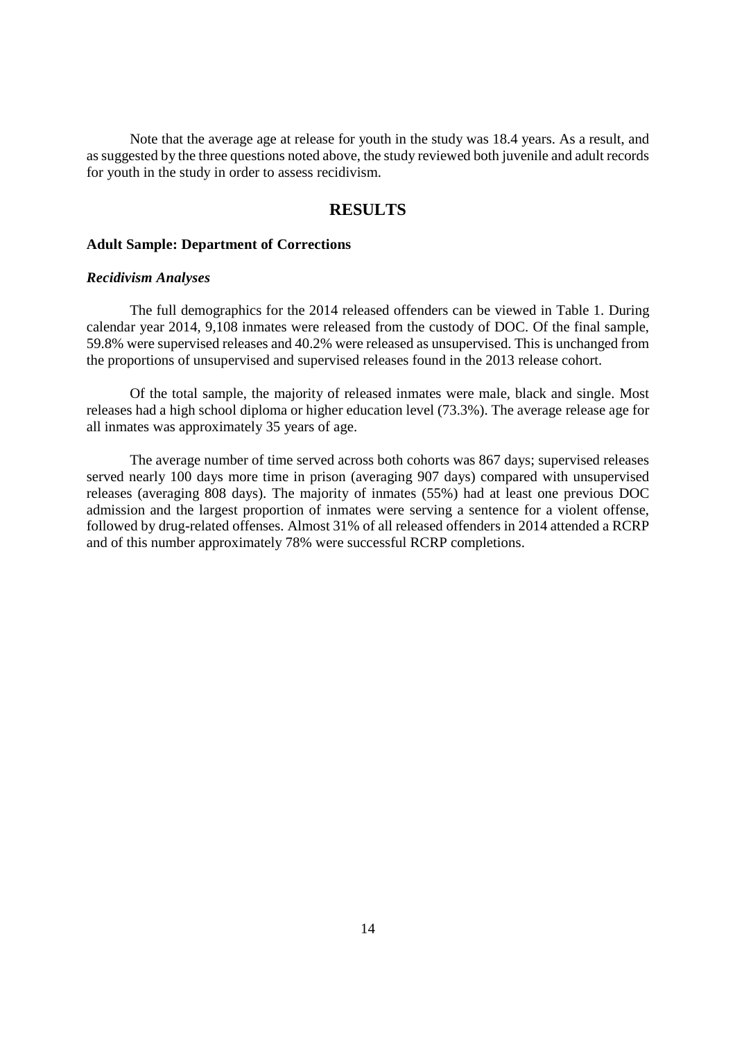Note that the average age at release for youth in the study was 18.4 years. As a result, and as suggested by the three questions noted above, the study reviewed both juvenile and adult records for youth in the study in order to assess recidivism.

# RESULTS

### Adult Sample: Department of Corrections

#### *Recidivism Analyses*

The full demographics for the 2014 released offenders can be viewed in Table 1. During calendar year 2014, 9,108 inmates were released from the custody of DOC. Of the final sample, 59.8% were supervised releases and 40.2% were released as unsupervised. This is unchanged from the proportions of unsupervised and supervised releases found in the 2013 release cohort.

Of the total sample, the majority of released inmates were male, black and single. Most releases had a high school diploma or higher education level (73.3%). The average release age for all inmates was approximately 35 years of age.

The average number of time served across both cohorts was 867 days; supervised releases served nearly 100 days more time in prison (averaging 907 days) compared with unsupervised releases (averaging 808 days). The majority of inmates (55%) had at least one previous DOC admission and the largest proportion of inmates were serving a sentence for a violent offense, followed by drug-related offenses. Almost 31% of all released offenders in 2014 attended a RCRP and of this number approximately 78% were successful RCRP completions.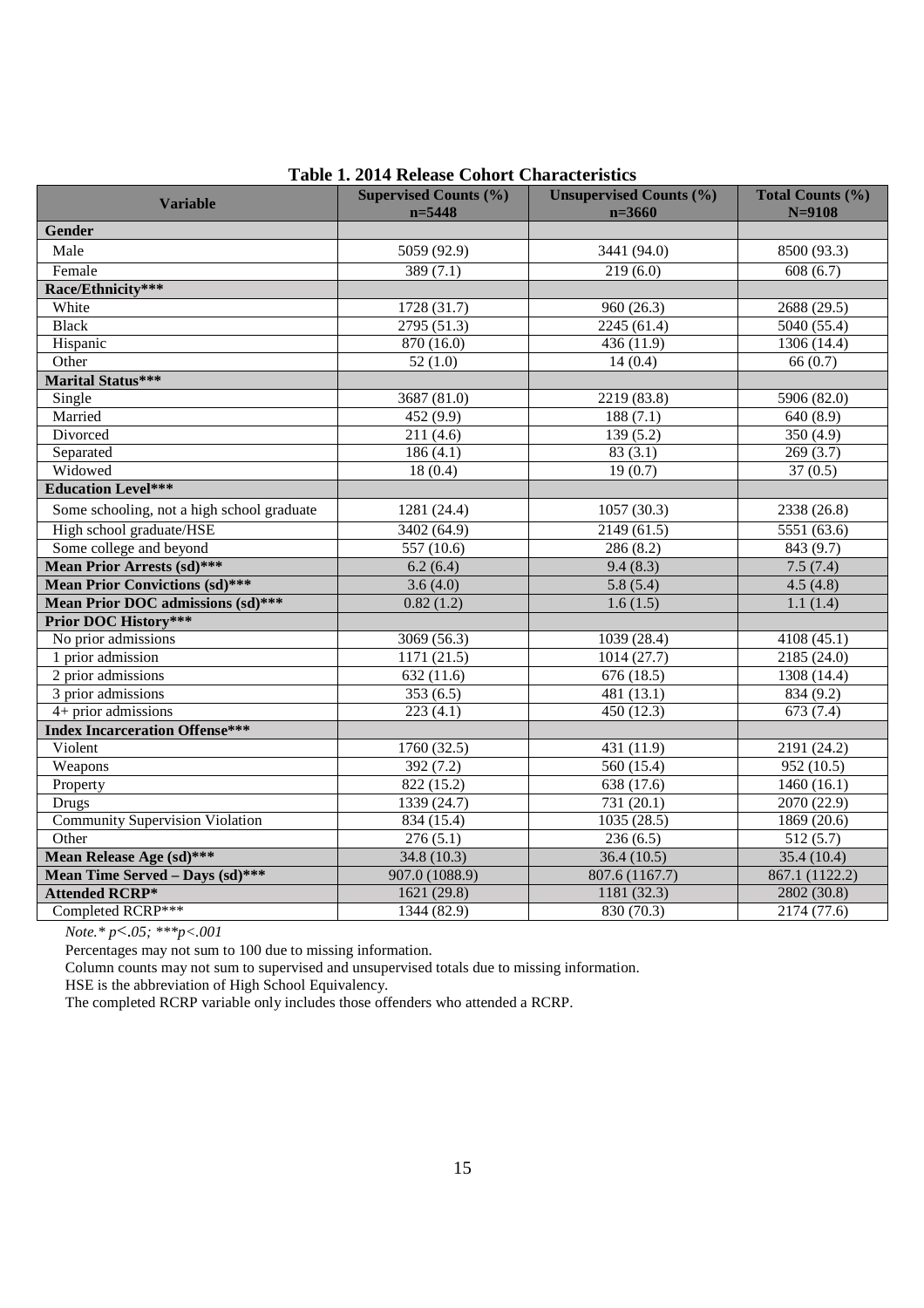**Table 1. 2014 Release Cohort Characteristics**

| Variable | Supervised Counts (%) n=5448 | Unsupervised Counts (%) n=3660 | Total Counts (%) N=9108 |
|---|---|---|---|
| **Gender** | | | |
| Male | 5059 (92.9) | 3441 (94.0) | 8500 (93.3) |
| Female | 389 (7.1) | 219 (6.0) | 608 (6.7) |
| **Race/Ethnicity*** ** | | | |
| White | 1728 (31.7) | 960 (26.3) | 2688 (29.5) |
| Black | 2795 (51.3) | 2245 (61.4) | 5040 (55.4) |
| Hispanic | 870 (16.0) | 436 (11.9) | 1306 (14.4) |
| Other | 52 (1.0) | 14 (0.4) | 66 (0.7) |
| **Marital Status*** ** | | | |
| Single | 3687 (81.0) | 2219 (83.8) | 5906 (82.0) |
| Married | 452 (9.9) | 188 (7.1) | 640 (8.9) |
| Divorced | 211 (4.6) | 139 (5.2) | 350 (4.9) |
| Separated | 186 (4.1) | 83 (3.1) | 269 (3.7) |
| Widowed | 18 (0.4) | 19 (0.7) | 37 (0.5) |
| **Education Level*** ** | | | |
| Some schooling, not a high school graduate | 1281 (24.4) | 1057 (30.3) | 2338 (26.8) |
| High school graduate/HSE | 3402 (64.9) | 2149 (61.5) | 5551 (63.6) |
| Some college and beyond | 557 (10.6) | 286 (8.2) | 843 (9.7) |
| **Mean Prior Arrests (sd)*** ** | 6.2 (6.4) | 9.4 (8.3) | 7.5 (7.4) |
| **Mean Prior Convictions (sd)*** ** | 3.6 (4.0) | 5.8 (5.4) | 4.5 (4.8) |
| **Mean Prior DOC admissions (sd)*** ** | 0.82 (1.2) | 1.6 (1.5) | 1.1 (1.4) |
| **Prior DOC History*** ** | | | |
| No prior admissions | 3069 (56.3) | 1039 (28.4) | 4108 (45.1) |
| 1 prior admission | 1171 (21.5) | 1014 (27.7) | 2185 (24.0) |
| 2 prior admissions | 632 (11.6) | 676 (18.5) | 1308 (14.4) |
| 3 prior admissions | 353 (6.5) | 481 (13.1) | 834 (9.2) |
| 4+ prior admissions | 223 (4.1) | 450 (12.3) | 673 (7.4) |
| **Index Incarceration Offense*** ** | | | |
| Violent | 1760 (32.5) | 431 (11.9) | 2191 (24.2) |
| Weapons | 392 (7.2) | 560 (15.4) | 952 (10.5) |
| Property | 822 (15.2) | 638 (17.6) | 1460 (16.1) |
| Drugs | 1339 (24.7) | 731 (20.1) | 2070 (22.9) |
| Community Supervision Violation | 834 (15.4) | 1035 (28.5) | 1869 (20.6) |
| Other | 276 (5.1) | 236 (6.5) | 512 (5.7) |
| **Mean Release Age (sd)*** ** | 34.8 (10.3) | 36.4 (10.5) | 35.4 (10.4) |
| **Mean Time Served – Days (sd)*** ** | 907.0 (1088.9) | 807.6 (1167.7) | 867.1 (1122.2) |
| **Attended RCRP*** | 1621 (29.8) | 1181 (32.3) | 2802 (30.8) |
| Completed RCRP*** | 1344 (82.9) | 830 (70.3) | 2174 (77.6) |

*Note.* $^{*}p<.05$; $^{***}p<.001$

Percentages may not sum to 100 due to missing information.

Column counts may not sum to supervised and unsupervised totals due to missing information.

HSE is the abbreviation of High School Equivalency.

The completed RCRP variable only includes those offenders who attended a RCRP.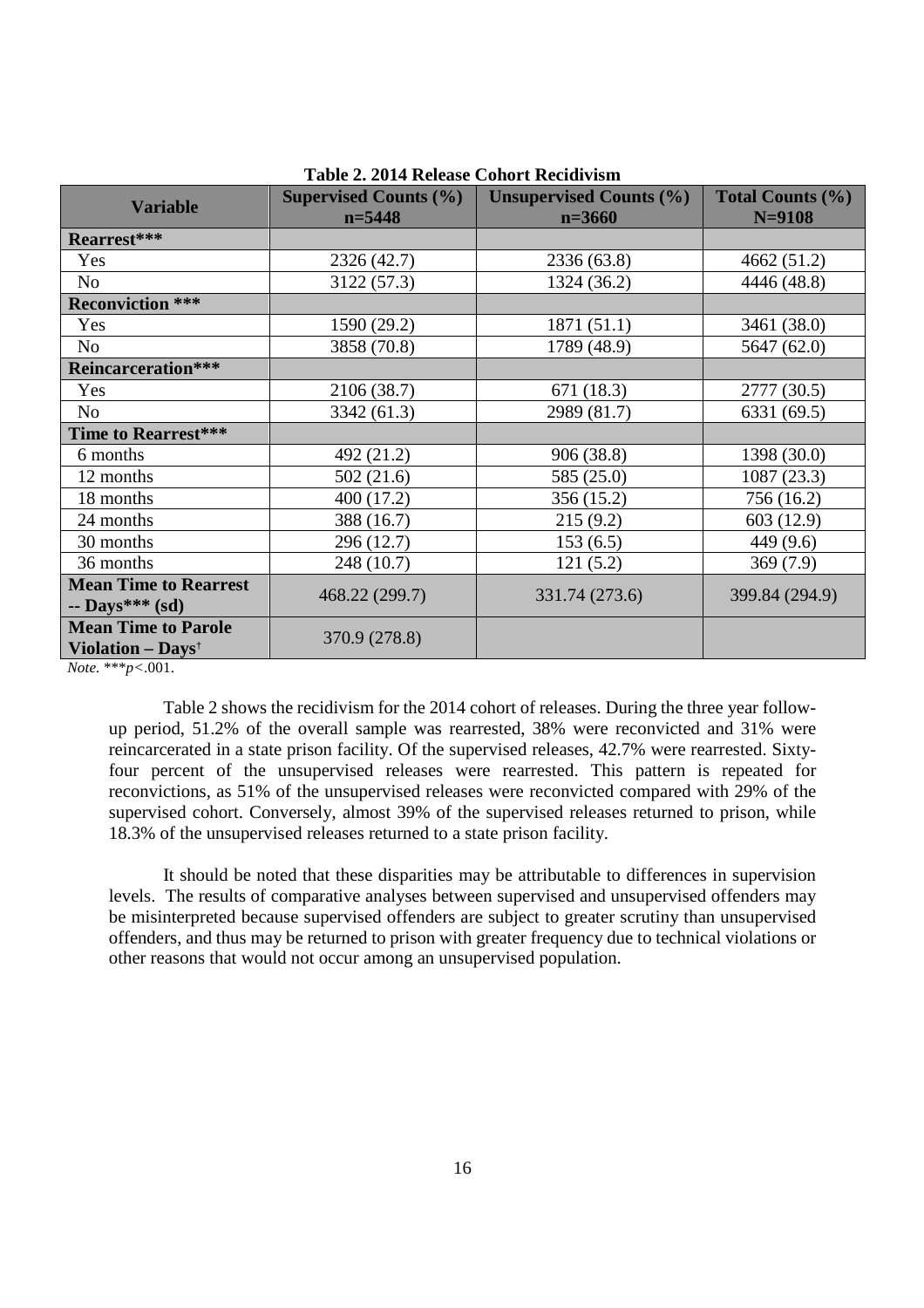**Table 2. 2014 Release Cohort Recidivism**

| Variable | Supervised Counts (%) n=5448 | Unsupervised Counts (%) n=3660 | Total Counts (%) N=9108 |
|---|---|---|---|
| **Rearrest*** ** | | | |
| Yes | 2326 (42.7) | 2336 (63.8) | 4662 (51.2) |
| No | 3122 (57.3) | 1324 (36.2) | 4446 (48.8) |
| **Reconviction *** ** | | | |
| Yes | 1590 (29.2) | 1871 (51.1) | 3461 (38.0) |
| No | 3858 (70.8) | 1789 (48.9) | 5647 (62.0) |
| **Reincarceration*** ** | | | |
| Yes | 2106 (38.7) | 671 (18.3) | 2777 (30.5) |
| No | 3342 (61.3) | 2989 (81.7) | 6331 (69.5) |
| **Time to Rearrest*** ** | | | |
| 6 months | 492 (21.2) | 906 (38.8) | 1398 (30.0) |
| 12 months | 502 (21.6) | 585 (25.0) | 1087 (23.3) |
| 18 months | 400 (17.2) | 356 (15.2) | 756 (16.2) |
| 24 months | 388 (16.7) | 215 (9.2) | 603 (12.9) |
| 30 months | 296 (12.7) | 153 (6.5) | 449 (9.6) |
| 36 months | 248 (10.7) | 121 (5.2) | 369 (7.9) |
| **Mean Time to Rearrest -- Days*** (sd)** | 468.22 (299.7) | 331.74 (273.6) | 399.84 (294.9) |
| **Mean Time to Parole Violation – Days†** | 370.9 (278.8) | | |

*Note.* ***$p < .001$.

Table 2 shows the recidivism for the 2014 cohort of releases. During the three year follow-up period, 51.2% of the overall sample was rearrested, 38% were reconvicted and 31% were reincarcerated in a state prison facility. Of the supervised releases, 42.7% were rearrested. Sixty-four percent of the unsupervised releases were rearrested. This pattern is repeated for reconvictions, as 51% of the unsupervised releases were reconvicted compared with 29% of the supervised cohort. Conversely, almost 39% of the supervised releases returned to prison, while 18.3% of the unsupervised releases returned to a state prison facility.

It should be noted that these disparities may be attributable to differences in supervision levels. The results of comparative analyses between supervised and unsupervised offenders may be misinterpreted because supervised offenders are subject to greater scrutiny than unsupervised offenders, and thus may be returned to prison with greater frequency due to technical violations or other reasons that would not occur among an unsupervised population.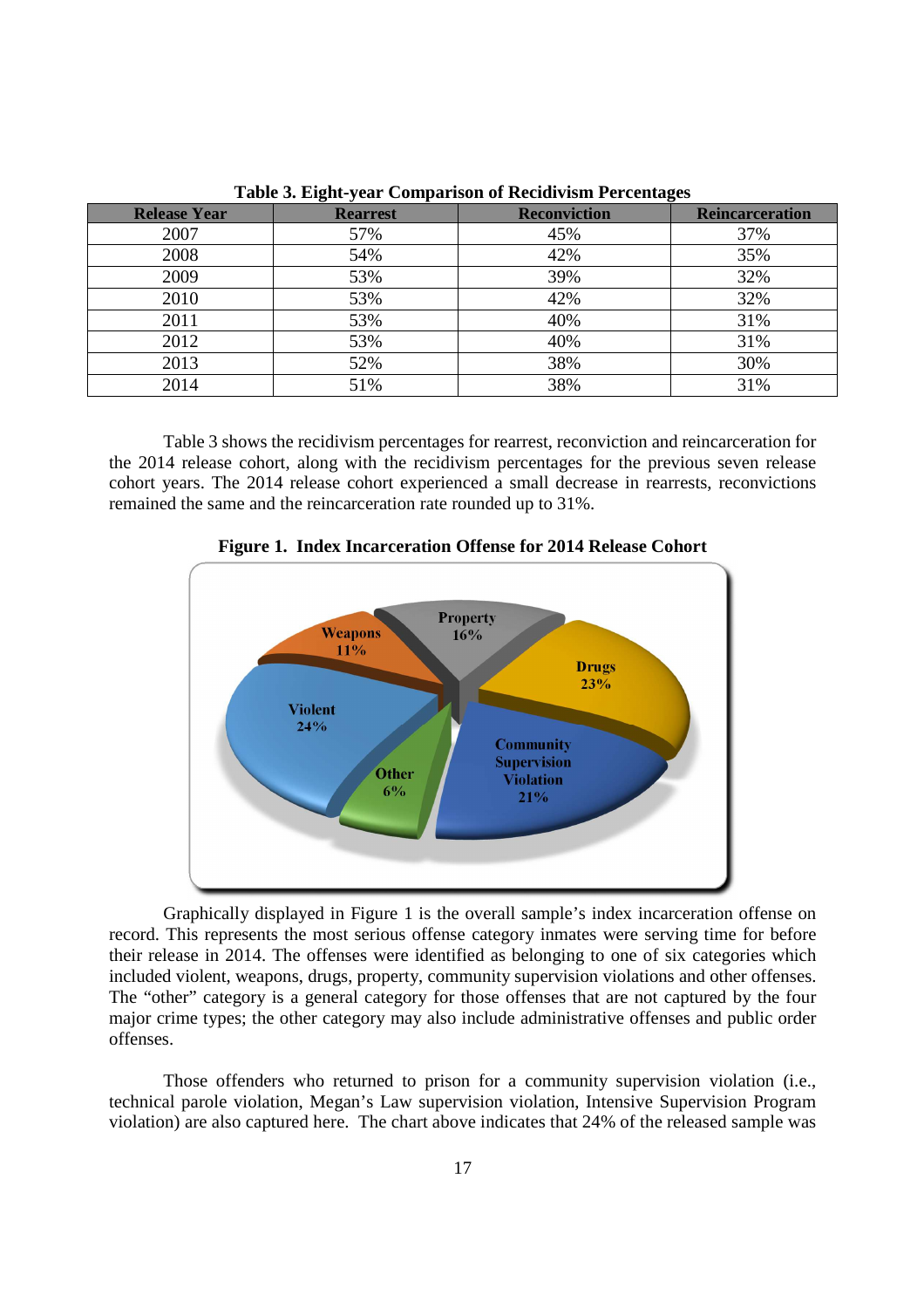**Table 3. Eight-year Comparison of Recidivism Percentages**

| Release Year | Rearrest | Reconviction | Reincarceration |
|---|---|---|---|
| 2007 | 57% | 45% | 37% |
| 2008 | 54% | 42% | 35% |
| 2009 | 53% | 39% | 32% |
| 2010 | 53% | 42% | 32% |
| 2011 | 53% | 40% | 31% |
| 2012 | 53% | 40% | 31% |
| 2013 | 52% | 38% | 30% |
| 2014 | 51% | 38% | 31% |

Table 3 shows the recidivism percentages for rearrest, reconviction and reincarceration for the 2014 release cohort, along with the recidivism percentages for the previous seven release cohort years. The 2014 release cohort experienced a small decrease in rearrests, reconvictions remained the same and the reincarceration rate rounded up to 31%.

**Figure 1. Index Incarceration Offense for 2014 Release Cohort**

Graphically displayed in Figure 1 is the overall sample's index incarceration offense on record. This represents the most serious offense category inmates were serving time for before their release in 2014. The offenses were identified as belonging to one of six categories which included violent, weapons, drugs, property, community supervision violations and other offenses. The "other" category is a general category for those offenses that are not captured by the four major crime types; the other category may also include administrative offenses and public order offenses.

Those offenders who returned to prison for a community supervision violation (i.e., technical parole violation, Megan's Law supervision violation, Intensive Supervision Program violation) are also captured here. The chart above indicates that 24% of the released sample was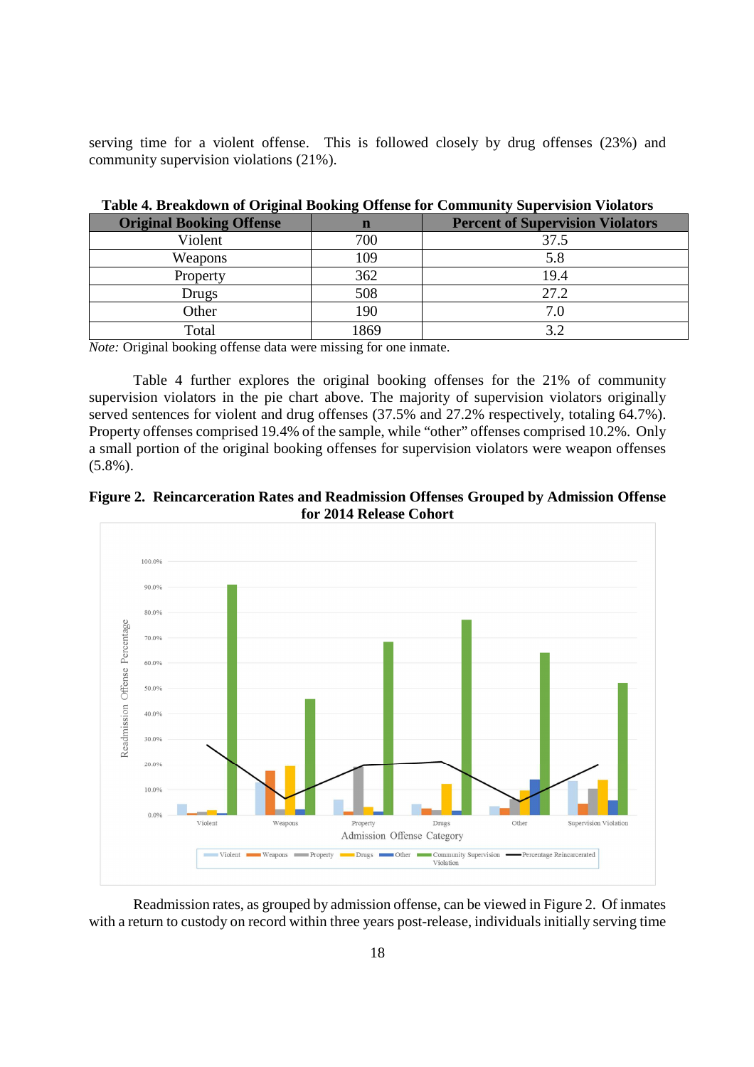serving time for a violent offense. This is followed closely by drug offenses (23%) and community supervision violations (21%).

**Table 4. Breakdown of Original Booking Offense for Community Supervision Violators**

| Original Booking Offense | n | Percent of Supervision Violators |
|---|---|---|
| Violent | 700 | 37.5 |
| Weapons | 109 | 5.8 |
| Property | 362 | 19.4 |
| Drugs | 508 | 27.2 |
| Other | 190 | 7.0 |
| Total | 1869 | 3.2 |

*Note:* Original booking offense data were missing for one inmate.

Table 4 further explores the original booking offenses for the 21% of community supervision violators in the pie chart above. The majority of supervision violators originally served sentences for violent and drug offenses (37.5% and 27.2% respectively, totaling 64.7%). Property offenses comprised 19.4% of the sample, while "other" offenses comprised 10.2%. Only a small portion of the original booking offenses for supervision violators were weapon offenses (5.8%).

**Figure 2. Reincarceration Rates and Readmission Offenses Grouped by Admission Offense for 2014 Release Cohort**

Readmission rates, as grouped by admission offense, can be viewed in Figure 2. Of inmates with a return to custody on record within three years post-release, individuals initially serving time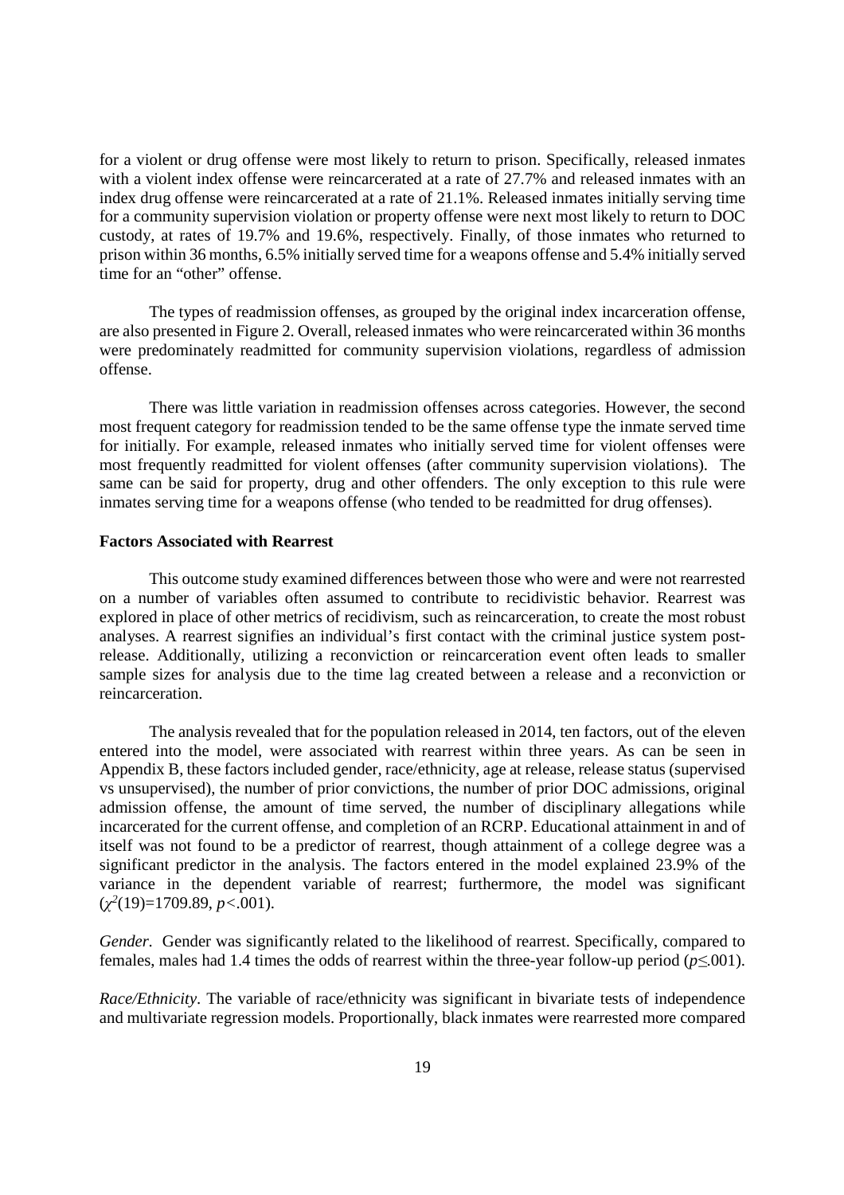for a violent or drug offense were most likely to return to prison. Specifically, released inmates with a violent index offense were reincarcerated at a rate of 27.7% and released inmates with an index drug offense were reincarcerated at a rate of 21.1%. Released inmates initially serving time for a community supervision violation or property offense were next most likely to return to DOC custody, at rates of 19.7% and 19.6%, respectively. Finally, of those inmates who returned to prison within 36 months, 6.5% initially served time for a weapons offense and 5.4% initially served time for an "other" offense.

The types of readmission offenses, as grouped by the original index incarceration offense, are also presented in Figure 2. Overall, released inmates who were reincarcerated within 36 months were predominately readmitted for community supervision violations, regardless of admission offense.

There was little variation in readmission offenses across categories. However, the second most frequent category for readmission tended to be the same offense type the inmate served time for initially. For example, released inmates who initially served time for violent offenses were most frequently readmitted for violent offenses (after community supervision violations). The same can be said for property, drug and other offenders. The only exception to this rule were inmates serving time for a weapons offense (who tended to be readmitted for drug offenses).

## Factors Associated with Rearrest

This outcome study examined differences between those who were and were not rearrested on a number of variables often assumed to contribute to recidivistic behavior. Rearrest was explored in place of other metrics of recidivism, such as reincarceration, to create the most robust analyses. A rearrest signifies an individual's first contact with the criminal justice system post-release. Additionally, utilizing a reconviction or reincarceration event often leads to smaller sample sizes for analysis due to the time lag created between a release and a reconviction or reincarceration.

The analysis revealed that for the population released in 2014, ten factors, out of the eleven entered into the model, were associated with rearrest within three years. As can be seen in Appendix B, these factors included gender, race/ethnicity, age at release, release status (supervised vs unsupervised), the number of prior convictions, the number of prior DOC admissions, original admission offense, the amount of time served, the number of disciplinary allegations while incarcerated for the current offense, and completion of an RCRP. Educational attainment in and of itself was not found to be a predictor of rearrest, though attainment of a college degree was a significant predictor in the analysis. The factors entered in the model explained 23.9% of the variance in the dependent variable of rearrest; furthermore, the model was significant ($\chi^2(19)=1709.89$, $p<.001$).

*Gender*. Gender was significantly related to the likelihood of rearrest. Specifically, compared to females, males had 1.4 times the odds of rearrest within the three-year follow-up period ($p\leq.001$).

*Race/Ethnicity*. The variable of race/ethnicity was significant in bivariate tests of independence and multivariate regression models. Proportionally, black inmates were rearrested more compared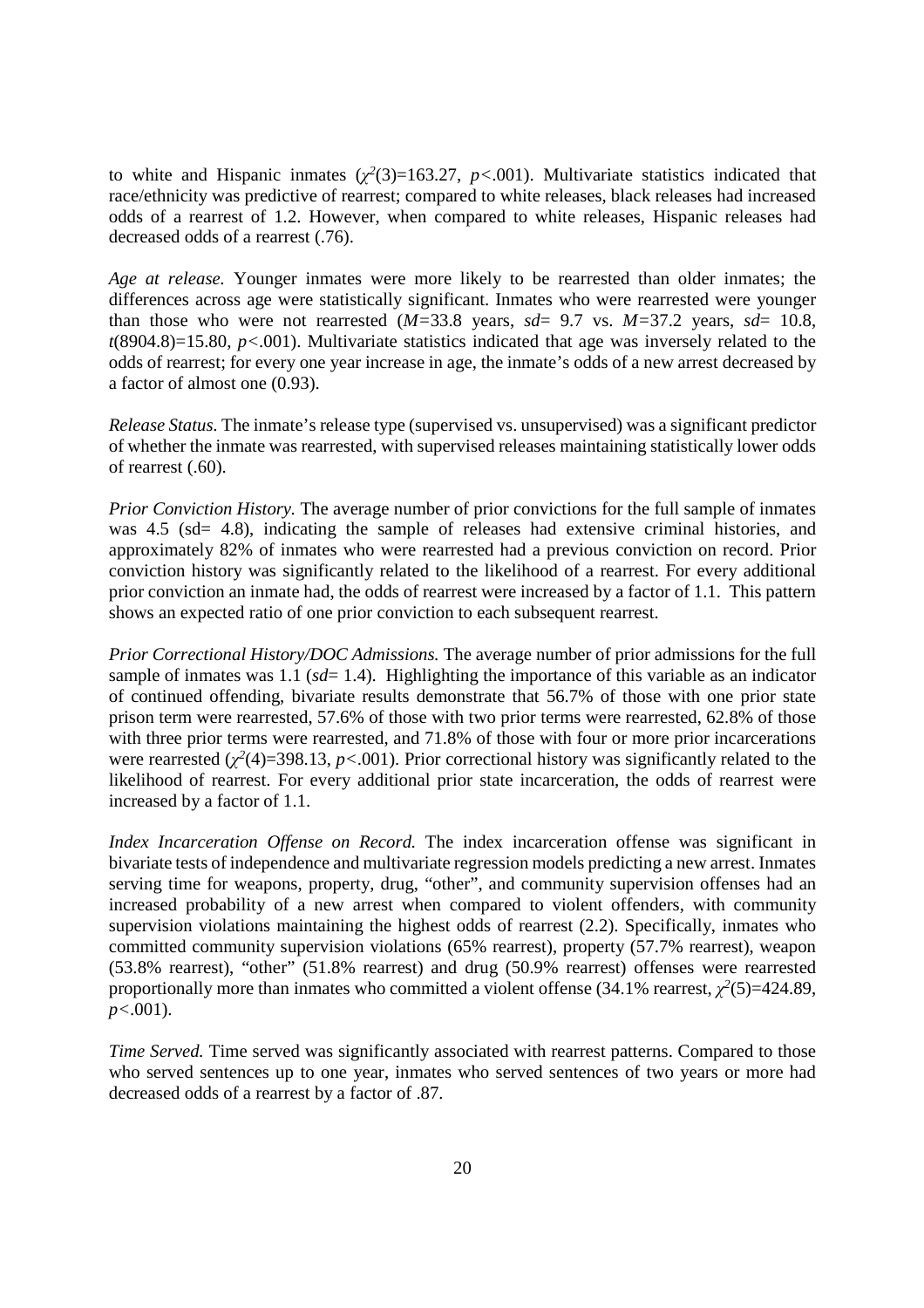to white and Hispanic inmates ($\chi^2(3)$=163.27, $p$<.001). Multivariate statistics indicated that race/ethnicity was predictive of rearrest; compared to white releases, black releases had increased odds of a rearrest of 1.2. However, when compared to white releases, Hispanic releases had decreased odds of a rearrest (.76).

*Age at release.* Younger inmates were more likely to be rearrested than older inmates; the differences across age were statistically significant. Inmates who were rearrested were younger than those who were not rearrested ($M$=33.8 years, $sd$= 9.7 vs. $M$=37.2 years, $sd$= 10.8, $t$(8904.8)=15.80, $p$<.001). Multivariate statistics indicated that age was inversely related to the odds of rearrest; for every one year increase in age, the inmate's odds of a new arrest decreased by a factor of almost one (0.93).

*Release Status.* The inmate's release type (supervised vs. unsupervised) was a significant predictor of whether the inmate was rearrested, with supervised releases maintaining statistically lower odds of rearrest (.60).

*Prior Conviction History.* The average number of prior convictions for the full sample of inmates was 4.5 (sd= 4.8), indicating the sample of releases had extensive criminal histories, and approximately 82% of inmates who were rearrested had a previous conviction on record. Prior conviction history was significantly related to the likelihood of a rearrest. For every additional prior conviction an inmate had, the odds of rearrest were increased by a factor of 1.1. This pattern shows an expected ratio of one prior conviction to each subsequent rearrest.

*Prior Correctional History/DOC Admissions.* The average number of prior admissions for the full sample of inmates was 1.1 ($sd$= 1.4). Highlighting the importance of this variable as an indicator of continued offending, bivariate results demonstrate that 56.7% of those with one prior state prison term were rearrested, 57.6% of those with two prior terms were rearrested, 62.8% of those with three prior terms were rearrested, and 71.8% of those with four or more prior incarcerations were rearrested ($\chi^2(4)$=398.13, $p$<.001). Prior correctional history was significantly related to the likelihood of rearrest. For every additional prior state incarceration, the odds of rearrest were increased by a factor of 1.1.

*Index Incarceration Offense on Record.* The index incarceration offense was significant in bivariate tests of independence and multivariate regression models predicting a new arrest. Inmates serving time for weapons, property, drug, "other", and community supervision offenses had an increased probability of a new arrest when compared to violent offenders, with community supervision violations maintaining the highest odds of rearrest (2.2). Specifically, inmates who committed community supervision violations (65% rearrest), property (57.7% rearrest), weapon (53.8% rearrest), "other" (51.8% rearrest) and drug (50.9% rearrest) offenses were rearrested proportionally more than inmates who committed a violent offense (34.1% rearrest, $\chi^2(5)$=424.89, $p$<.001).

*Time Served.* Time served was significantly associated with rearrest patterns. Compared to those who served sentences up to one year, inmates who served sentences of two years or more had decreased odds of a rearrest by a factor of .87.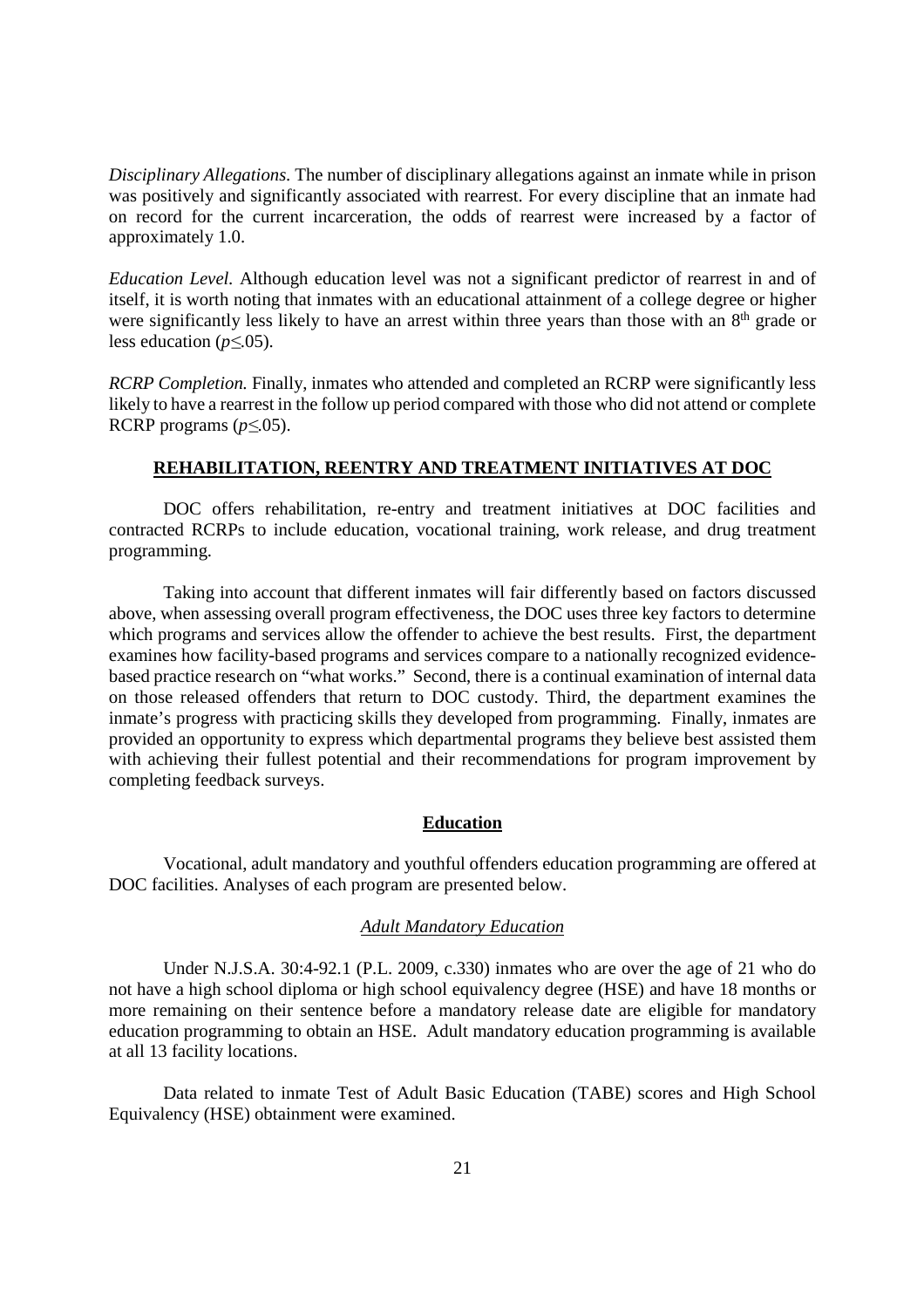*Disciplinary Allegations.* The number of disciplinary allegations against an inmate while in prison was positively and significantly associated with rearrest. For every discipline that an inmate had on record for the current incarceration, the odds of rearrest were increased by a factor of approximately 1.0.

*Education Level.* Although education level was not a significant predictor of rearrest in and of itself, it is worth noting that inmates with an educational attainment of a college degree or higher were significantly less likely to have an arrest within three years than those with an 8th grade or less education ($p \leq .05$).

*RCRP Completion.* Finally, inmates who attended and completed an RCRP were significantly less likely to have a rearrest in the follow up period compared with those who did not attend or complete RCRP programs ($p \leq .05$).

## REHABILITATION, REENTRY AND TREATMENT INITIATIVES AT DOC

DOC offers rehabilitation, re-entry and treatment initiatives at DOC facilities and contracted RCRPs to include education, vocational training, work release, and drug treatment programming.

Taking into account that different inmates will fair differently based on factors discussed above, when assessing overall program effectiveness, the DOC uses three key factors to determine which programs and services allow the offender to achieve the best results. First, the department examines how facility-based programs and services compare to a nationally recognized evidence-based practice research on "what works." Second, there is a continual examination of internal data on those released offenders that return to DOC custody. Third, the department examines the inmate's progress with practicing skills they developed from programming. Finally, inmates are provided an opportunity to express which departmental programs they believe best assisted them with achieving their fullest potential and their recommendations for program improvement by completing feedback surveys.

### Education

Vocational, adult mandatory and youthful offenders education programming are offered at DOC facilities. Analyses of each program are presented below.

#### *Adult Mandatory Education*

Under N.J.S.A. 30:4-92.1 (P.L. 2009, c.330) inmates who are over the age of 21 who do not have a high school diploma or high school equivalency degree (HSE) and have 18 months or more remaining on their sentence before a mandatory release date are eligible for mandatory education programming to obtain an HSE. Adult mandatory education programming is available at all 13 facility locations.

Data related to inmate Test of Adult Basic Education (TABE) scores and High School Equivalency (HSE) obtainment were examined.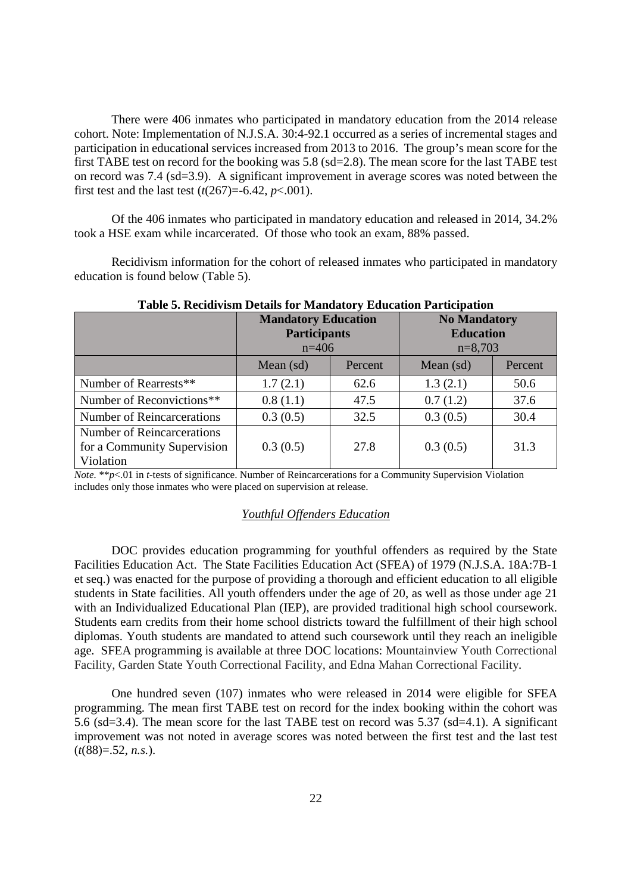There were 406 inmates who participated in mandatory education from the 2014 release cohort. Note: Implementation of N.J.S.A. 30:4-92.1 occurred as a series of incremental stages and participation in educational services increased from 2013 to 2016. The group's mean score for the first TABE test on record for the booking was 5.8 (sd=2.8). The mean score for the last TABE test on record was 7.4 (sd=3.9). A significant improvement in average scores was noted between the first test and the last test ($t(267)=-6.42$, $p<.001$).

Of the 406 inmates who participated in mandatory education and released in 2014, 34.2% took a HSE exam while incarcerated. Of those who took an exam, 88% passed.

Recidivism information for the cohort of released inmates who participated in mandatory education is found below (Table 5).

**Table 5. Recidivism Details for Mandatory Education Participation**

| | **Mandatory Education Participants** n=406 | | **No Mandatory Education** n=8,703 | |
|---|---|---|---|---|
| | Mean (sd) | Percent | Mean (sd) | Percent |
| Number of Rearrests** | 1.7 (2.1) | 62.6 | 1.3 (2.1) | 50.6 |
| Number of Reconvictions** | 0.8 (1.1) | 47.5 | 0.7 (1.2) | 37.6 |
| Number of Reincarcerations | 0.3 (0.5) | 32.5 | 0.3 (0.5) | 30.4 |
| Number of Reincarcerations for a Community Supervision Violation | 0.3 (0.5) | 27.8 | 0.3 (0.5) | 31.3 |

*Note.* **$p<.01$ in *t*-tests of significance. Number of Reincarcerations for a Community Supervision Violation includes only those inmates who were placed on supervision at release.

### *Youthful Offenders Education*

DOC provides education programming for youthful offenders as required by the State Facilities Education Act. The State Facilities Education Act (SFEA) of 1979 (N.J.S.A. 18A:7B-1 et seq.) was enacted for the purpose of providing a thorough and efficient education to all eligible students in State facilities. All youth offenders under the age of 20, as well as those under age 21 with an Individualized Educational Plan (IEP), are provided traditional high school coursework. Students earn credits from their home school districts toward the fulfillment of their high school diplomas. Youth students are mandated to attend such coursework until they reach an ineligible age. SFEA programming is available at three DOC locations: Mountainview Youth Correctional Facility, Garden State Youth Correctional Facility, and Edna Mahan Correctional Facility.

One hundred seven (107) inmates who were released in 2014 were eligible for SFEA programming. The mean first TABE test on record for the index booking within the cohort was 5.6 (sd=3.4). The mean score for the last TABE test on record was 5.37 (sd=4.1). A significant improvement was not noted in average scores was noted between the first test and the last test ($t(88)=.52$, *n.s.*).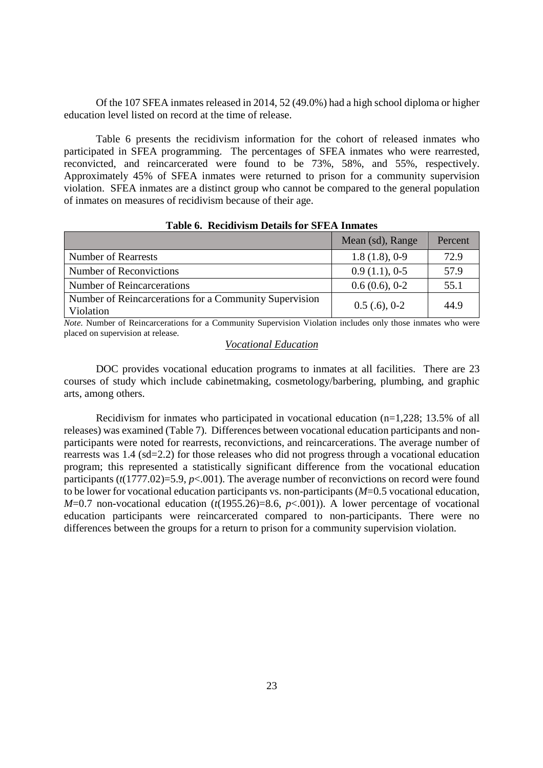Of the 107 SFEA inmates released in 2014, 52 (49.0%) had a high school diploma or higher education level listed on record at the time of release.

Table 6 presents the recidivism information for the cohort of released inmates who participated in SFEA programming. The percentages of SFEA inmates who were rearrested, reconvicted, and reincarcerated were found to be 73%, 58%, and 55%, respectively. Approximately 45% of SFEA inmates were returned to prison for a community supervision violation. SFEA inmates are a distinct group who cannot be compared to the general population of inmates on measures of recidivism because of their age.

**Table 6. Recidivism Details for SFEA Inmates**

| | Mean (sd), Range | Percent |
|---|---|---|
| Number of Rearrests | 1.8 (1.8), 0-9 | 72.9 |
| Number of Reconvictions | 0.9 (1.1), 0-5 | 57.9 |
| Number of Reincarcerations | 0.6 (0.6), 0-2 | 55.1 |
| Number of Reincarcerations for a Community Supervision Violation | 0.5 (.6), 0-2 | 44.9 |

*Note.* Number of Reincarcerations for a Community Supervision Violation includes only those inmates who were placed on supervision at release.

### *Vocational Education*

DOC provides vocational education programs to inmates at all facilities. There are 23 courses of study which include cabinetmaking, cosmetology/barbering, plumbing, and graphic arts, among others.

Recidivism for inmates who participated in vocational education (n=1,228; 13.5% of all releases) was examined (Table 7). Differences between vocational education participants and non-participants were noted for rearrests, reconvictions, and reincarcerations. The average number of rearrests was 1.4 (sd=2.2) for those releases who did not progress through a vocational education program; this represented a statistically significant difference from the vocational education participants ($t(1777.02)=5.9$, $p<.001$). The average number of reconvictions on record were found to be lower for vocational education participants vs. non-participants ($M=0.5$ vocational education, $M=0.7$ non-vocational education ($t(1955.26)=8.6$, $p<.001$)). A lower percentage of vocational education participants were reincarcerated compared to non-participants. There were no differences between the groups for a return to prison for a community supervision violation.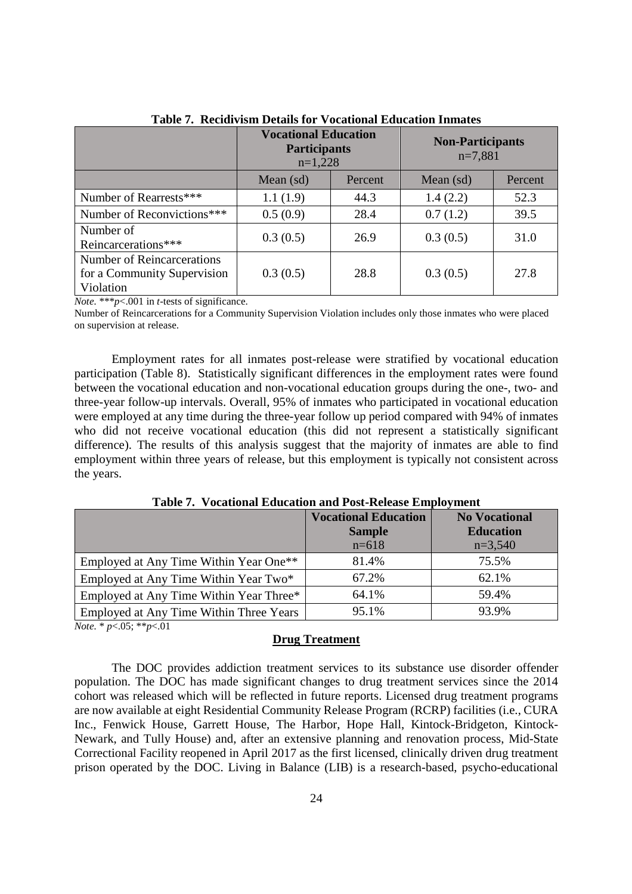**Table 7. Recidivism Details for Vocational Education Inmates**

| | Vocational Education Participants n=1,228 | | Non-Participants n=7,881 | |
|---|---|---|---|---|
| | Mean (sd) | Percent | Mean (sd) | Percent |
| Number of Rearrests*** | 1.1 (1.9) | 44.3 | 1.4 (2.2) | 52.3 |
| Number of Reconvictions*** | 0.5 (0.9) | 28.4 | 0.7 (1.2) | 39.5 |
| Number of Reincarcerations*** | 0.3 (0.5) | 26.9 | 0.3 (0.5) | 31.0 |
| Number of Reincarcerations for a Community Supervision Violation | 0.3 (0.5) | 28.8 | 0.3 (0.5) | 27.8 |

*Note.* *** $p<.001$ in *t*-tests of significance.
Number of Reincarcerations for a Community Supervision Violation includes only those inmates who were placed on supervision at release.

Employment rates for all inmates post-release were stratified by vocational education participation (Table 8). Statistically significant differences in the employment rates were found between the vocational education and non-vocational education groups during the one-, two- and three-year follow-up intervals. Overall, 95% of inmates who participated in vocational education were employed at any time during the three-year follow up period compared with 94% of inmates who did not receive vocational education (this did not represent a statistically significant difference). The results of this analysis suggest that the majority of inmates are able to find employment within three years of release, but this employment is typically not consistent across the years.

**Table 7. Vocational Education and Post-Release Employment**

| | Vocational Education Sample n=618 | No Vocational Education n=3,540 |
|---|---|---|
| Employed at Any Time Within Year One** | 81.4% | 75.5% |
| Employed at Any Time Within Year Two* | 67.2% | 62.1% |
| Employed at Any Time Within Year Three* | 64.1% | 59.4% |
| Employed at Any Time Within Three Years | 95.1% | 93.9% |

*Note.* * $p<.05$; ** $p<.01$

## Drug Treatment

The DOC provides addiction treatment services to its substance use disorder offender population. The DOC has made significant changes to drug treatment services since the 2014 cohort was released which will be reflected in future reports. Licensed drug treatment programs are now available at eight Residential Community Release Program (RCRP) facilities (i.e., CURA Inc., Fenwick House, Garrett House, The Harbor, Hope Hall, Kintock-Bridgeton, Kintock-Newark, and Tully House) and, after an extensive planning and renovation process, Mid-State Correctional Facility reopened in April 2017 as the first licensed, clinically driven drug treatment prison operated by the DOC. Living in Balance (LIB) is a research-based, psycho-educational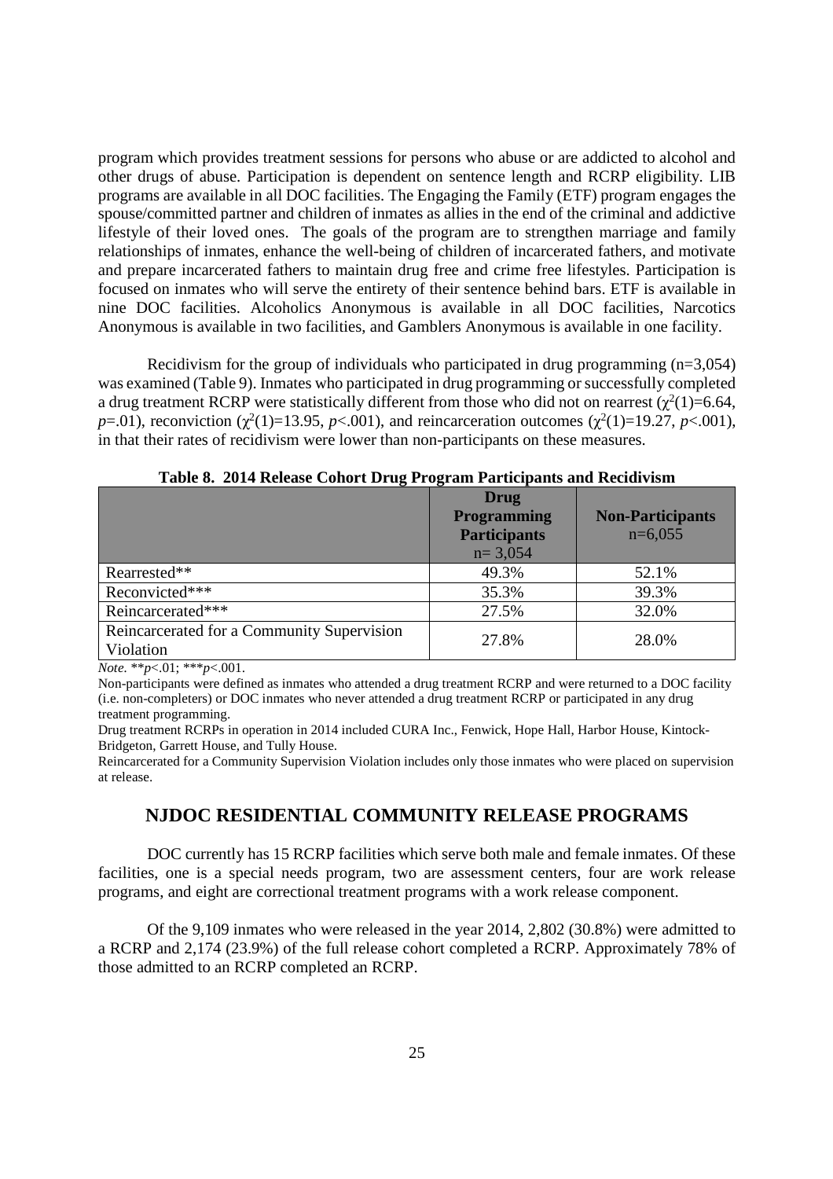program which provides treatment sessions for persons who abuse or are addicted to alcohol and other drugs of abuse. Participation is dependent on sentence length and RCRP eligibility. LIB programs are available in all DOC facilities. The Engaging the Family (ETF) program engages the spouse/committed partner and children of inmates as allies in the end of the criminal and addictive lifestyle of their loved ones. The goals of the program are to strengthen marriage and family relationships of inmates, enhance the well-being of children of incarcerated fathers, and motivate and prepare incarcerated fathers to maintain drug free and crime free lifestyles. Participation is focused on inmates who will serve the entirety of their sentence behind bars. ETF is available in nine DOC facilities. Alcoholics Anonymous is available in all DOC facilities, Narcotics Anonymous is available in two facilities, and Gamblers Anonymous is available in one facility.

Recidivism for the group of individuals who participated in drug programming (n=3,054) was examined (Table 9). Inmates who participated in drug programming or successfully completed a drug treatment RCRP were statistically different from those who did not on rearrest ($\chi^2(1)=6.64$, $p=.01$), reconviction ($\chi^2(1)=13.95$, $p<.001$), and reincarceration outcomes ($\chi^2(1)=19.27$, $p<.001$), in that their rates of recidivism were lower than non-participants on these measures.

**Table 8. 2014 Release Cohort Drug Program Participants and Recidivism**

| | **Drug Programming Participants** n= 3,054 | **Non-Participants** n=6,055 |
|---|---|---|
| Rearrested** | 49.3% | 52.1% |
| Reconvicted*** | 35.3% | 39.3% |
| Reincarcerated*** | 27.5% | 32.0% |
| Reincarcerated for a Community Supervision Violation | 27.8% | 28.0% |

*Note.* **$p<.01$; ***$p<.001$.

Non-participants were defined as inmates who attended a drug treatment RCRP and were returned to a DOC facility (i.e. non-completers) or DOC inmates who never attended a drug treatment RCRP or participated in any drug treatment programming.

Drug treatment RCRPs in operation in 2014 included CURA Inc., Fenwick, Hope Hall, Harbor House, Kintock-Bridgeton, Garrett House, and Tully House.

Reincarcerated for a Community Supervision Violation includes only those inmates who were placed on supervision at release.

## NJDOC RESIDENTIAL COMMUNITY RELEASE PROGRAMS

DOC currently has 15 RCRP facilities which serve both male and female inmates. Of these facilities, one is a special needs program, two are assessment centers, four are work release programs, and eight are correctional treatment programs with a work release component.

Of the 9,109 inmates who were released in the year 2014, 2,802 (30.8%) were admitted to a RCRP and 2,174 (23.9%) of the full release cohort completed a RCRP. Approximately 78% of those admitted to an RCRP completed an RCRP.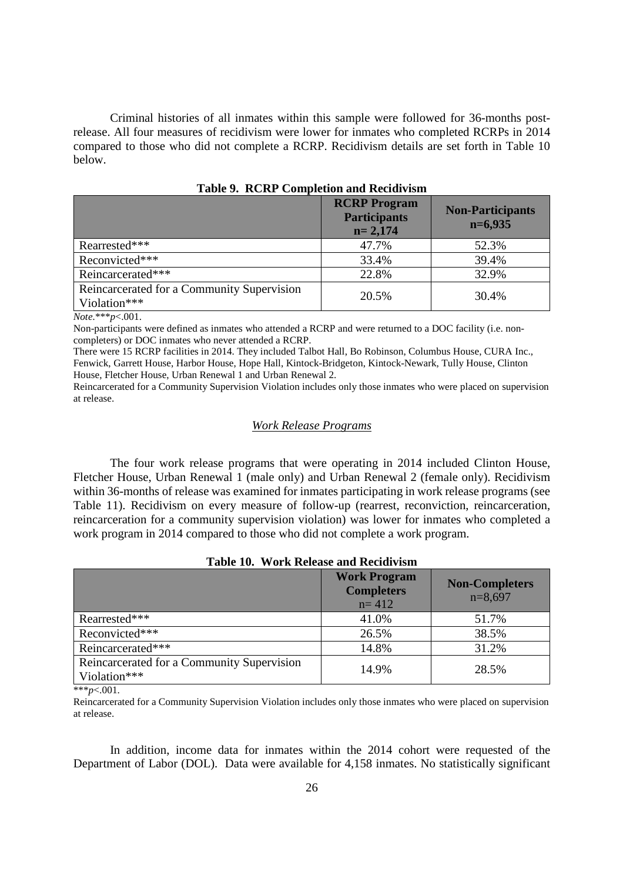Criminal histories of all inmates within this sample were followed for 36-months post-release. All four measures of recidivism were lower for inmates who completed RCRPs in 2014 compared to those who did not complete a RCRP. Recidivism details are set forth in Table 10 below.

**Table 9. RCRP Completion and Recidivism**

| | **RCRP Program Participants n= 2,174** | **Non-Participants n=6,935** |
|---|---|---|
| Rearrested*** | 47.7% | 52.3% |
| Reconvicted*** | 33.4% | 39.4% |
| Reincarcerated*** | 22.8% | 32.9% |
| Reincarcerated for a Community Supervision Violation*** | 20.5% | 30.4% |

*Note.****$p$<.001.

Non-participants were defined as inmates who attended a RCRP and were returned to a DOC facility (i.e. non-completers) or DOC inmates who never attended a RCRP.

There were 15 RCRP facilities in 2014. They included Talbot Hall, Bo Robinson, Columbus House, CURA Inc., Fenwick, Garrett House, Harbor House, Hope Hall, Kintock-Bridgeton, Kintock-Newark, Tully House, Clinton House, Fletcher House, Urban Renewal 1 and Urban Renewal 2.

Reincarcerated for a Community Supervision Violation includes only those inmates who were placed on supervision at release.

*Work Release Programs*

The four work release programs that were operating in 2014 included Clinton House, Fletcher House, Urban Renewal 1 (male only) and Urban Renewal 2 (female only). Recidivism within 36-months of release was examined for inmates participating in work release programs (see Table 11). Recidivism on every measure of follow-up (rearrest, reconviction, reincarceration, reincarceration for a community supervision violation) was lower for inmates who completed a work program in 2014 compared to those who did not complete a work program.

**Table 10. Work Release and Recidivism**

| | **Work Program Completers** n= 412 | **Non-Completers** n=8,697 |
|---|---|---|
| Rearrested*** | 41.0% | 51.7% |
| Reconvicted*** | 26.5% | 38.5% |
| Reincarcerated*** | 14.8% | 31.2% |
| Reincarcerated for a Community Supervision Violation*** | 14.9% | 28.5% |

***$p$<.001.

Reincarcerated for a Community Supervision Violation includes only those inmates who were placed on supervision at release.

In addition, income data for inmates within the 2014 cohort were requested of the Department of Labor (DOL). Data were available for 4,158 inmates. No statistically significant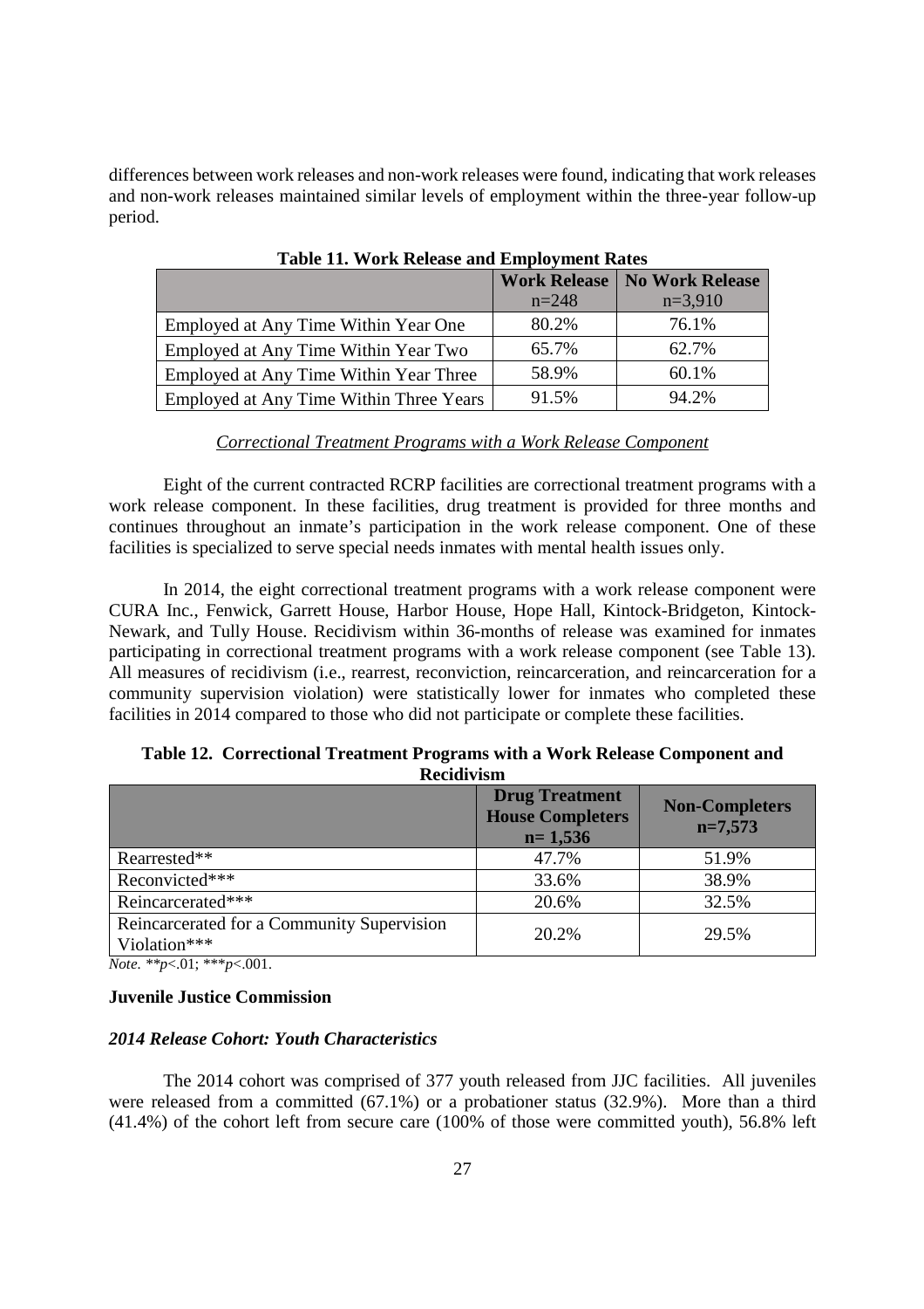differences between work releases and non-work releases were found, indicating that work releases and non-work releases maintained similar levels of employment within the three-year follow-up period.

**Table 11. Work Release and Employment Rates**

| | Work Release n=248 | No Work Release n=3,910 |
|---|---|---|
| Employed at Any Time Within Year One | 80.2% | 76.1% |
| Employed at Any Time Within Year Two | 65.7% | 62.7% |
| Employed at Any Time Within Year Three | 58.9% | 60.1% |
| Employed at Any Time Within Three Years | 91.5% | 94.2% |

*Correctional Treatment Programs with a Work Release Component*

Eight of the current contracted RCRP facilities are correctional treatment programs with a work release component. In these facilities, drug treatment is provided for three months and continues throughout an inmate's participation in the work release component. One of these facilities is specialized to serve special needs inmates with mental health issues only.

In 2014, the eight correctional treatment programs with a work release component were CURA Inc., Fenwick, Garrett House, Harbor House, Hope Hall, Kintock-Bridgeton, Kintock-Newark, and Tully House. Recidivism within 36-months of release was examined for inmates participating in correctional treatment programs with a work release component (see Table 13). All measures of recidivism (i.e., rearrest, reconviction, reincarceration, and reincarceration for a community supervision violation) were statistically lower for inmates who completed these facilities in 2014 compared to those who did not participate or complete these facilities.

**Table 12. Correctional Treatment Programs with a Work Release Component and Recidivism**

| | Drug Treatment House Completers n= 1,536 | Non-Completers n=7,573 |
|---|---|---|
| Rearrested** | 47.7% | 51.9% |
| Reconvicted*** | 33.6% | 38.9% |
| Reincarcerated*** | 20.6% | 32.5% |
| Reincarcerated for a Community Supervision Violation*** | 20.2% | 29.5% |

*Note.* **$p<.01$; ***$p<.001$.

**Juvenile Justice Commission**

***2014 Release Cohort: Youth Characteristics***

The 2014 cohort was comprised of 377 youth released from JJC facilities. All juveniles were released from a committed (67.1%) or a probationer status (32.9%). More than a third (41.4%) of the cohort left from secure care (100% of those were committed youth), 56.8% left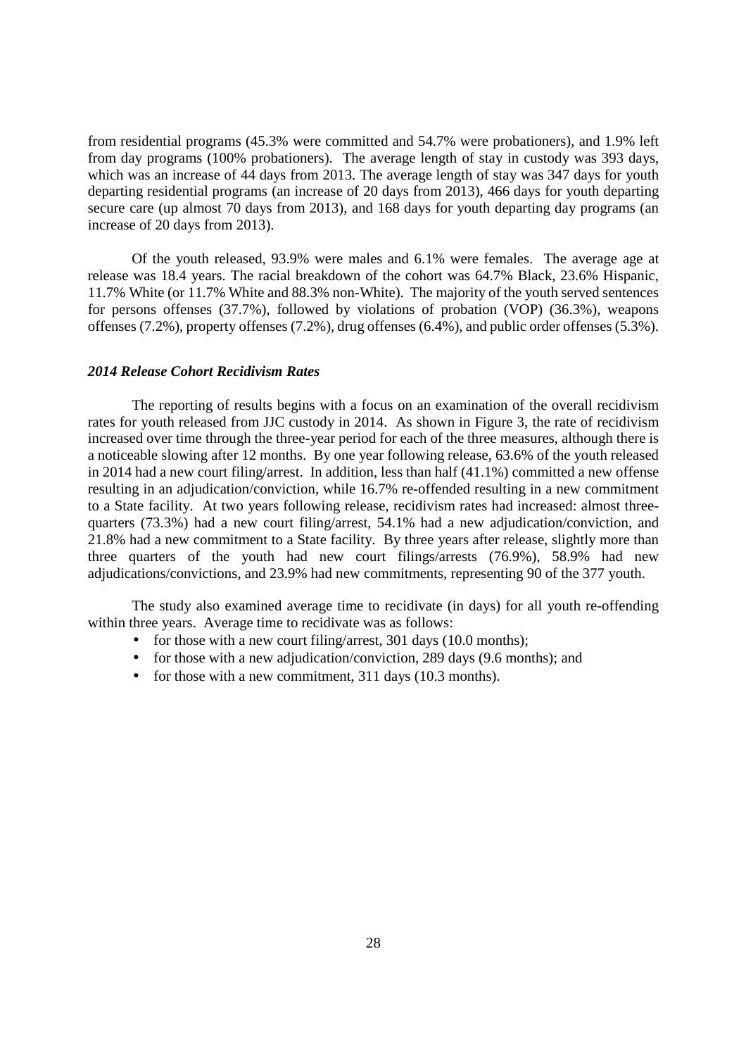from residential programs (45.3% were committed and 54.7% were probationers), and 1.9% left from day programs (100% probationers). The average length of stay in custody was 393 days, which was an increase of 44 days from 2013. The average length of stay was 347 days for youth departing residential programs (an increase of 20 days from 2013), 466 days for youth departing secure care (up almost 70 days from 2013), and 168 days for youth departing day programs (an increase of 20 days from 2013).

Of the youth released, 93.9% were males and 6.1% were females. The average age at release was 18.4 years. The racial breakdown of the cohort was 64.7% Black, 23.6% Hispanic, 11.7% White (or 11.7% White and 88.3% non-White). The majority of the youth served sentences for persons offenses (37.7%), followed by violations of probation (VOP) (36.3%), weapons offenses (7.2%), property offenses (7.2%), drug offenses (6.4%), and public order offenses (5.3%).

### *2014 Release Cohort Recidivism Rates*

The reporting of results begins with a focus on an examination of the overall recidivism rates for youth released from JJC custody in 2014. As shown in Figure 3, the rate of recidivism increased over time through the three-year period for each of the three measures, although there is a noticeable slowing after 12 months. By one year following release, 63.6% of the youth released in 2014 had a new court filing/arrest. In addition, less than half (41.1%) committed a new offense resulting in an adjudication/conviction, while 16.7% re-offended resulting in a new commitment to a State facility. At two years following release, recidivism rates had increased: almost three-quarters (73.3%) had a new court filing/arrest, 54.1% had a new adjudication/conviction, and 21.8% had a new commitment to a State facility. By three years after release, slightly more than three quarters of the youth had new court filings/arrests (76.9%), 58.9% had new adjudications/convictions, and 23.9% had new commitments, representing 90 of the 377 youth.

The study also examined average time to recidivate (in days) for all youth re-offending within three years. Average time to recidivate was as follows:

- for those with a new court filing/arrest, 301 days (10.0 months);
- for those with a new adjudication/conviction, 289 days (9.6 months); and
- for those with a new commitment, 311 days (10.3 months).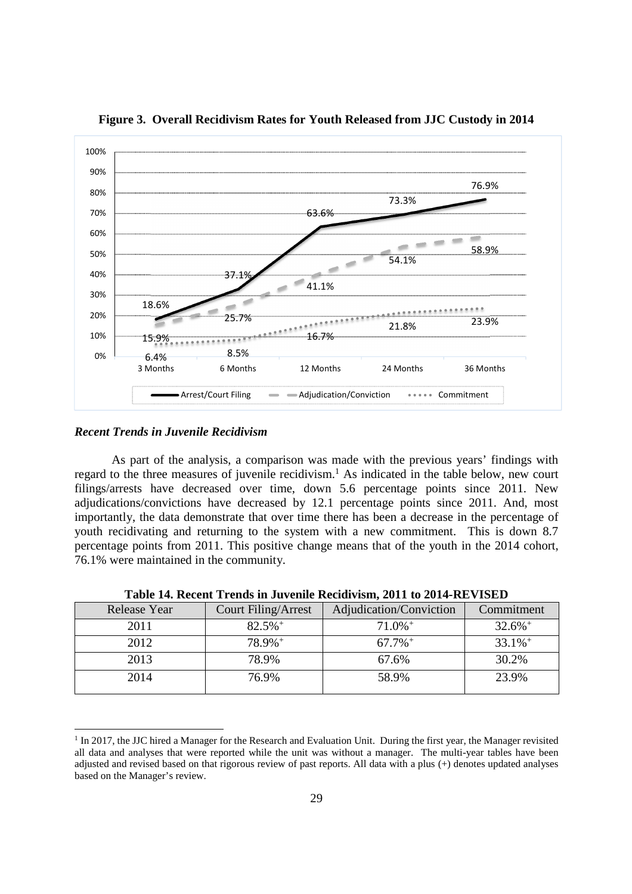**Figure 3. Overall Recidivism Rates for Youth Released from JJC Custody in 2014**

| | 3 Months | 6 Months | 12 Months | 24 Months | 36 Months |
|---|---|---|---|---|---|
| Arrest/Court Filing | 18.6% | 37.1% | 63.6% | 73.3% | 76.9% |
| Adjudication/Conviction | 15.9% | 25.7% | 41.1% | 54.1% | 58.9% |
| Commitment | 6.4% | 8.5% | 16.7% | 21.8% | 23.9% |

### *Recent Trends in Juvenile Recidivism*

As part of the analysis, a comparison was made with the previous years' findings with regard to the three measures of juvenile recidivism.[1] As indicated in the table below, new court filings/arrests have decreased over time, down 5.6 percentage points since 2011. New adjudications/convictions have decreased by 12.1 percentage points since 2011. And, most importantly, the data demonstrate that over time there has been a decrease in the percentage of youth recidivating and returning to the system with a new commitment. This is down 8.7 percentage points from 2011. This positive change means that of the youth in the 2014 cohort, 76.1% were maintained in the community.

**Table 14. Recent Trends in Juvenile Recidivism, 2011 to 2014-REVISED**

| Release Year | Court Filing/Arrest | Adjudication/Conviction | Commitment |
|---|---|---|---|
| 2011 | 82.5%⁺ | 71.0%⁺ | 32.6%⁺ |
| 2012 | 78.9%⁺ | 67.7%⁺ | 33.1%⁺ |
| 2013 | 78.9% | 67.6% | 30.2% |
| 2014 | 76.9% | 58.9% | 23.9% |

[1] In 2017, the JJC hired a Manager for the Research and Evaluation Unit. During the first year, the Manager revisited all data and analyses that were reported while the unit was without a manager. The multi-year tables have been adjusted and revised based on that rigorous review of past reports. All data with a plus (+) denotes updated analyses based on the Manager's review.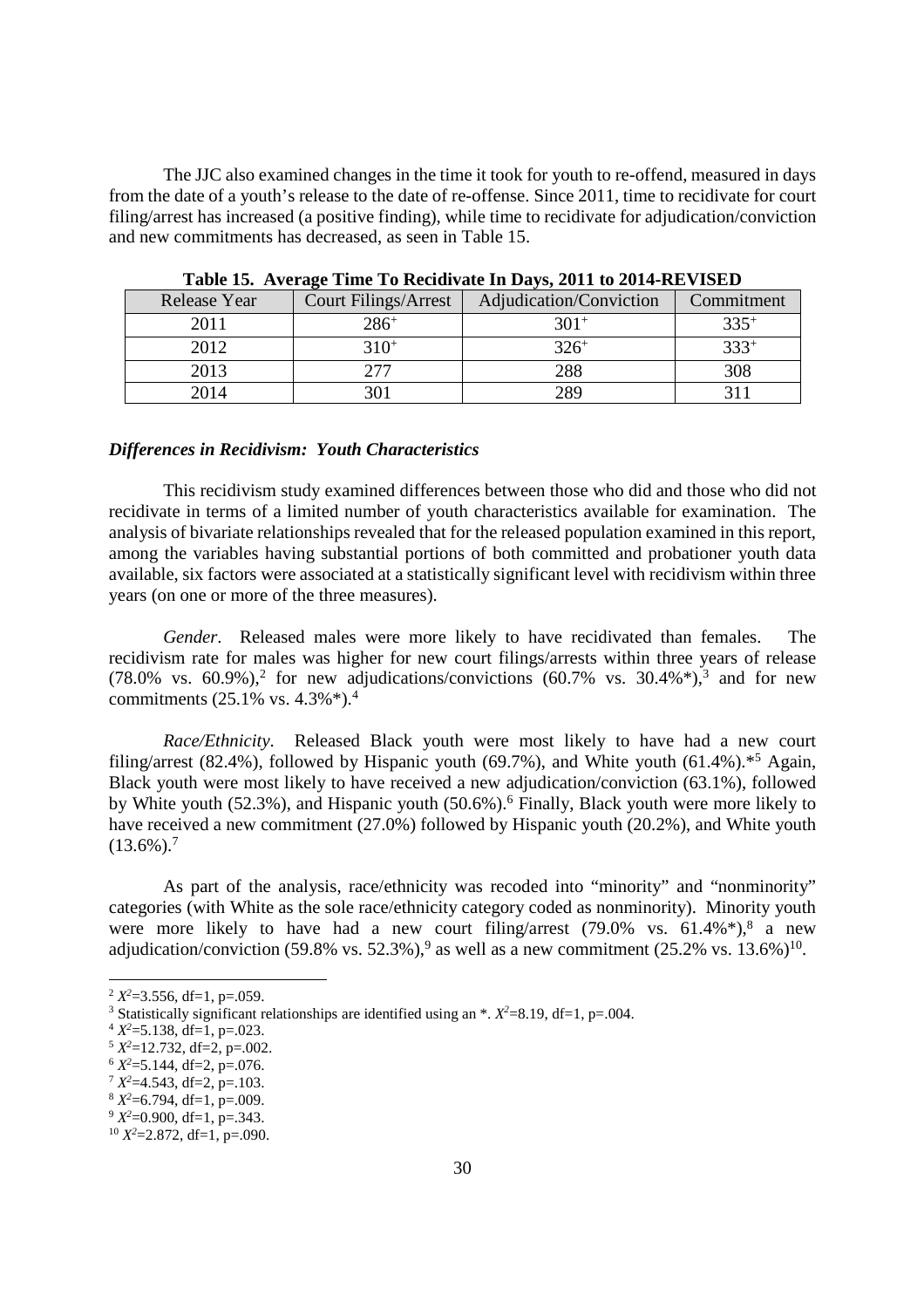The JJC also examined changes in the time it took for youth to re-offend, measured in days from the date of a youth's release to the date of re-offense. Since 2011, time to recidivate for court filing/arrest has increased (a positive finding), while time to recidivate for adjudication/conviction and new commitments has decreased, as seen in Table 15.

**Table 15. Average Time To Recidivate In Days, 2011 to 2014-REVISED**

| Release Year | Court Filings/Arrest | Adjudication/Conviction | Commitment |
|---|---|---|---|
| 2011 | $286^{+}$ | $301^{+}$ | $335^{+}$ |
| 2012 | $310^{+}$ | $326^{+}$ | $333^{+}$ |
| 2013 | 277 | 288 | 308 |
| 2014 | 301 | 289 | 311 |

### *Differences in Recidivism: Youth Characteristics*

This recidivism study examined differences between those who did and those who did not recidivate in terms of a limited number of youth characteristics available for examination. The analysis of bivariate relationships revealed that for the released population examined in this report, among the variables having substantial portions of both committed and probationer youth data available, six factors were associated at a statistically significant level with recidivism within three years (on one or more of the three measures).

*Gender*. Released males were more likely to have recidivated than females. The recidivism rate for males was higher for new court filings/arrests within three years of release (78.0% vs. 60.9%),[2] for new adjudications/convictions (60.7% vs. 30.4%*),[3] and for new commitments (25.1% vs. 4.3%*).[4]

*Race/Ethnicity*. Released Black youth were most likely to have had a new court filing/arrest (82.4%), followed by Hispanic youth (69.7%), and White youth (61.4%).*[5] Again, Black youth were most likely to have received a new adjudication/conviction (63.1%), followed by White youth (52.3%), and Hispanic youth (50.6%).[6] Finally, Black youth were more likely to have received a new commitment (27.0%) followed by Hispanic youth (20.2%), and White youth (13.6%).[7]

As part of the analysis, race/ethnicity was recoded into "minority" and "nonminority" categories (with White as the sole race/ethnicity category coded as nonminority). Minority youth were more likely to have had a new court filing/arrest (79.0% vs. 61.4%*),[8] a new adjudication/conviction (59.8% vs. 52.3%),[9] as well as a new commitment (25.2% vs. 13.6%)[10].

---

[2] $X^2$=3.556, df=1, p=.059.

[3] Statistically significant relationships are identified using an *. $X^2$=8.19, df=1, p=.004.

[4] $X^2$=5.138, df=1, p=.023.

[5] $X^2$=12.732, df=2, p=.002.

[6] $X^2$=5.144, df=2, p=.076.

[7] $X^2$=4.543, df=2, p=.103.

[8] $X^2$=6.794, df=1, p=.009.

[9] $X^2$=0.900, df=1, p=.343.

[10] $X^2$=2.872, df=1, p=.090.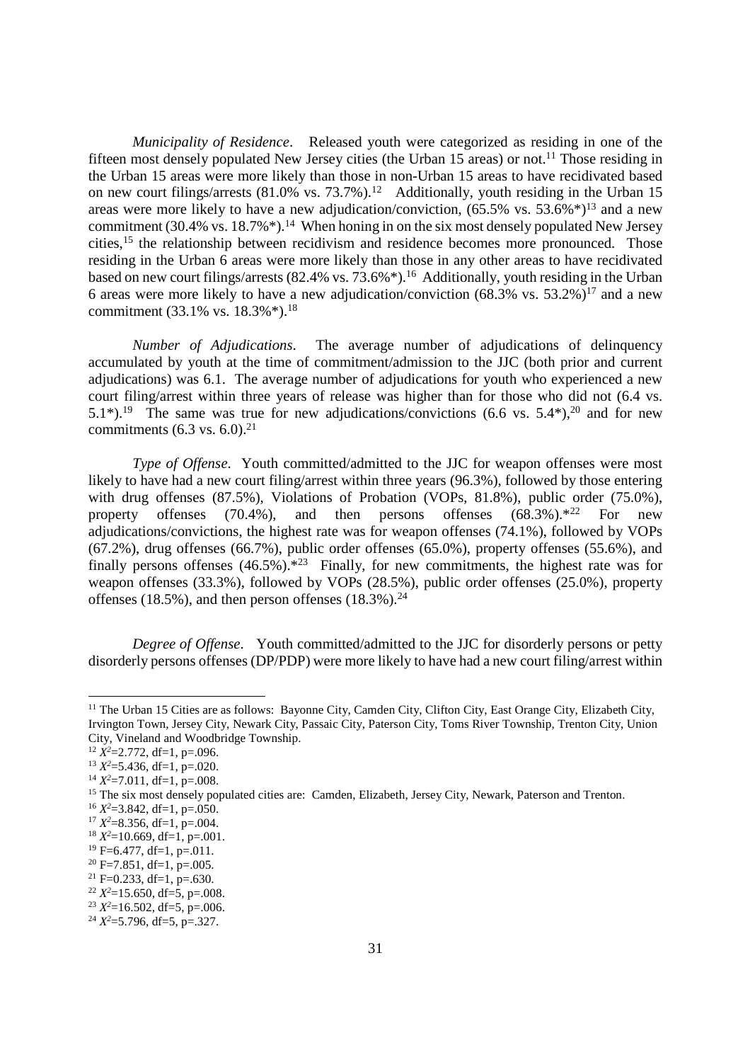*Municipality of Residence*. Released youth were categorized as residing in one of the fifteen most densely populated New Jersey cities (the Urban 15 areas) or not.[11] Those residing in the Urban 15 areas were more likely than those in non-Urban 15 areas to have recidivated based on new court filings/arrests (81.0% vs. 73.7%).[12] Additionally, youth residing in the Urban 15 areas were more likely to have a new adjudication/conviction, (65.5% vs. 53.6%*)[13] and a new commitment (30.4% vs. 18.7%*).[14] When honing in on the six most densely populated New Jersey cities,[15] the relationship between recidivism and residence becomes more pronounced. Those residing in the Urban 6 areas were more likely than those in any other areas to have recidivated based on new court filings/arrests (82.4% vs. 73.6%*).[16] Additionally, youth residing in the Urban 6 areas were more likely to have a new adjudication/conviction (68.3% vs. 53.2%)[17] and a new commitment (33.1% vs. 18.3%*).[18]

*Number of Adjudications*. The average number of adjudications of delinquency accumulated by youth at the time of commitment/admission to the JJC (both prior and current adjudications) was 6.1. The average number of adjudications for youth who experienced a new court filing/arrest within three years of release was higher than for those who did not (6.4 vs. 5.1*).[19] The same was true for new adjudications/convictions (6.6 vs. 5.4*),[20] and for new commitments (6.3 vs. 6.0).[21]

*Type of Offense*. Youth committed/admitted to the JJC for weapon offenses were most likely to have had a new court filing/arrest within three years (96.3%), followed by those entering with drug offenses (87.5%), Violations of Probation (VOPs, 81.8%), public order (75.0%), property offenses (70.4%), and then persons offenses (68.3%).*[22] For new adjudications/convictions, the highest rate was for weapon offenses (74.1%), followed by VOPs (67.2%), drug offenses (66.7%), public order offenses (65.0%), property offenses (55.6%), and finally persons offenses (46.5%).*[23] Finally, for new commitments, the highest rate was for weapon offenses (33.3%), followed by VOPs (28.5%), public order offenses (25.0%), property offenses (18.5%), and then person offenses (18.3%).[24]

*Degree of Offense*. Youth committed/admitted to the JJC for disorderly persons or petty disorderly persons offenses (DP/PDP) were more likely to have had a new court filing/arrest within

---

[11] The Urban 15 Cities are as follows: Bayonne City, Camden City, Clifton City, East Orange City, Elizabeth City, Irvington Town, Jersey City, Newark City, Passaic City, Paterson City, Toms River Township, Trenton City, Union City, Vineland and Woodbridge Township.

[12] $X^2$=2.772, df=1, p=.096.

[13] $X^2$=5.436, df=1, p=.020.

[14] $X^2$=7.011, df=1, p=.008.

[15] The six most densely populated cities are: Camden, Elizabeth, Jersey City, Newark, Paterson and Trenton.

[16] $X^2$=3.842, df=1, p=.050.

[17] $X^2$=8.356, df=1, p=.004.

[18] $X^2$=10.669, df=1, p=.001.

[19] F=6.477, df=1, p=.011.

[20] F=7.851, df=1, p=.005.

[21] F=0.233, df=1, p=.630.

[22] $X^2$=15.650, df=5, p=.008.

[23] $X^2$=16.502, df=5, p=.006.

[24] $X^2$=5.796, df=5, p=.327.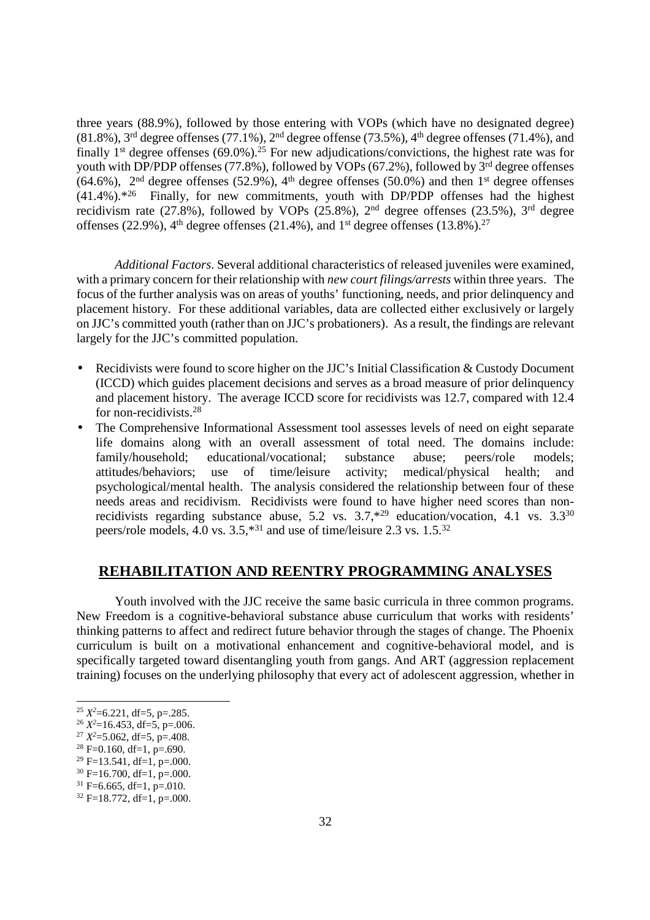three years (88.9%), followed by those entering with VOPs (which have no designated degree) (81.8%), 3rd degree offenses (77.1%), 2nd degree offense (73.5%), 4th degree offenses (71.4%), and finally 1st degree offenses (69.0%).[25] For new adjudications/convictions, the highest rate was for youth with DP/PDP offenses (77.8%), followed by VOPs (67.2%), followed by 3rd degree offenses (64.6%), 2nd degree offenses (52.9%), 4th degree offenses (50.0%) and then 1st degree offenses (41.4%).*[26] Finally, for new commitments, youth with DP/PDP offenses had the highest recidivism rate (27.8%), followed by VOPs (25.8%), 2nd degree offenses (23.5%), 3rd degree offenses (22.9%), 4th degree offenses (21.4%), and 1st degree offenses (13.8%).[27]

*Additional Factors*. Several additional characteristics of released juveniles were examined, with a primary concern for their relationship with *new court filings/arrests* within three years. The focus of the further analysis was on areas of youths' functioning, needs, and prior delinquency and placement history. For these additional variables, data are collected either exclusively or largely on JJC's committed youth (rather than on JJC's probationers). As a result, the findings are relevant largely for the JJC's committed population.

- Recidivists were found to score higher on the JJC's Initial Classification & Custody Document (ICCD) which guides placement decisions and serves as a broad measure of prior delinquency and placement history. The average ICCD score for recidivists was 12.7, compared with 12.4 for non-recidivists.[28]
- The Comprehensive Informational Assessment tool assesses levels of need on eight separate life domains along with an overall assessment of total need. The domains include: family/household; educational/vocational; substance abuse; peers/role models; attitudes/behaviors; use of time/leisure activity; medical/physical health; and psychological/mental health. The analysis considered the relationship between four of these needs areas and recidivism. Recidivists were found to have higher need scores than non-recidivists regarding substance abuse, 5.2 vs. 3.7,*[29] education/vocation, 4.1 vs. 3.3[30] peers/role models, 4.0 vs. 3.5,*[31] and use of time/leisure 2.3 vs. 1.5.[32]

## REHABILITATION AND REENTRY PROGRAMMING ANALYSES

Youth involved with the JJC receive the same basic curricula in three common programs. New Freedom is a cognitive-behavioral substance abuse curriculum that works with residents' thinking patterns to affect and redirect future behavior through the stages of change. The Phoenix curriculum is built on a motivational enhancement and cognitive-behavioral model, and is specifically targeted toward disentangling youth from gangs. And ART (aggression replacement training) focuses on the underlying philosophy that every act of adolescent aggression, whether in

---

[25] $X^2$=6.221, df=5, p=.285.
[26] $X^2$=16.453, df=5, p=.006.
[27] $X^2$=5.062, df=5, p=.408.
[28] F=0.160, df=1, p=.690.
[29] F=13.541, df=1, p=.000.
[30] F=16.700, df=1, p=.000.
[31] F=6.665, df=1, p=.010.
[32] F=18.772, df=1, p=.000.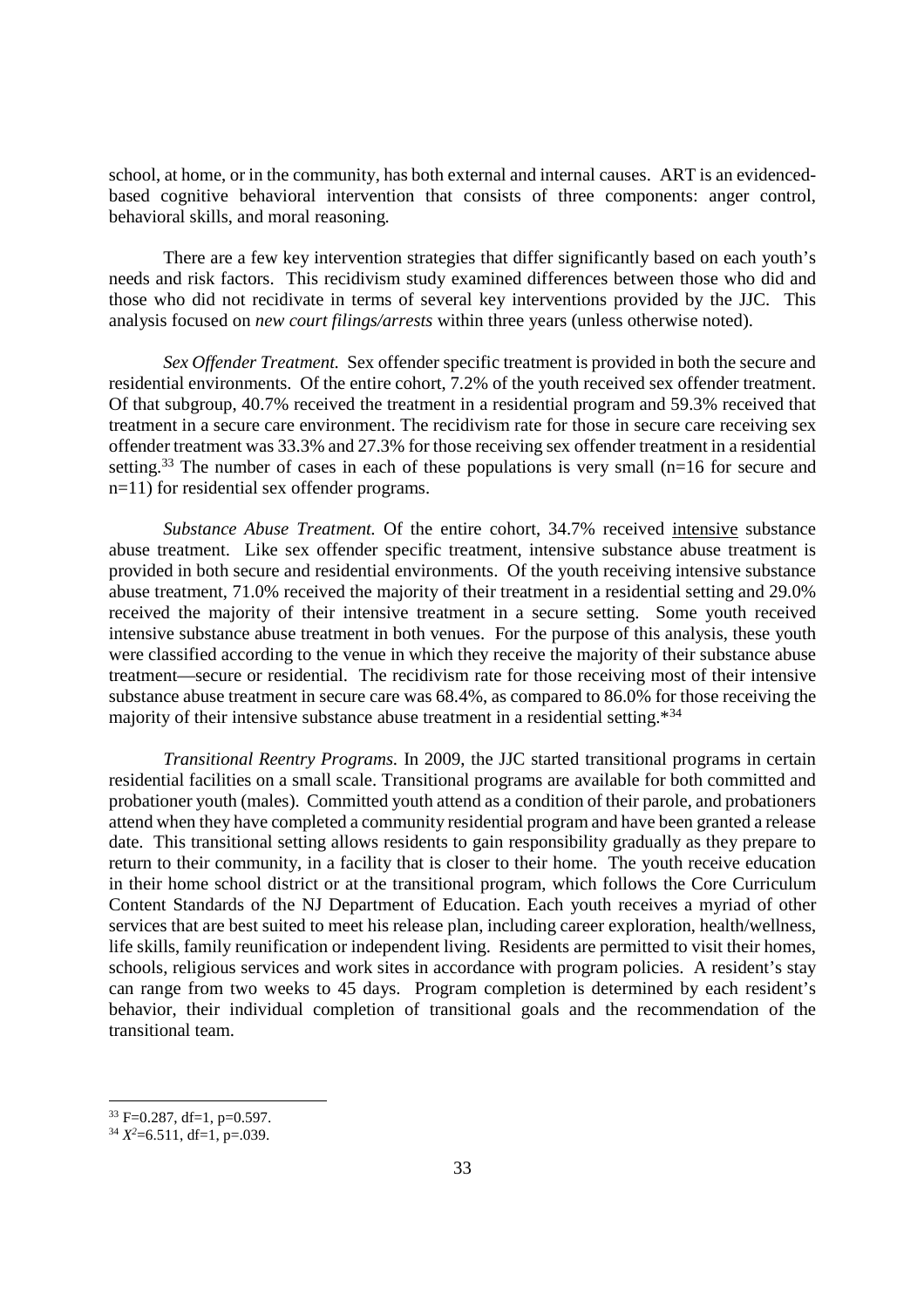school, at home, or in the community, has both external and internal causes. ART is an evidenced-based cognitive behavioral intervention that consists of three components: anger control, behavioral skills, and moral reasoning.

There are a few key intervention strategies that differ significantly based on each youth's needs and risk factors. This recidivism study examined differences between those who did and those who did not recidivate in terms of several key interventions provided by the JJC. This analysis focused on *new court filings/arrests* within three years (unless otherwise noted).

*Sex Offender Treatment.* Sex offender specific treatment is provided in both the secure and residential environments. Of the entire cohort, 7.2% of the youth received sex offender treatment. Of that subgroup, 40.7% received the treatment in a residential program and 59.3% received that treatment in a secure care environment. The recidivism rate for those in secure care receiving sex offender treatment was 33.3% and 27.3% for those receiving sex offender treatment in a residential setting.[33] The number of cases in each of these populations is very small (n=16 for secure and n=11) for residential sex offender programs.

*Substance Abuse Treatment.* Of the entire cohort, 34.7% received <u>intensive</u> substance abuse treatment. Like sex offender specific treatment, intensive substance abuse treatment is provided in both secure and residential environments. Of the youth receiving intensive substance abuse treatment, 71.0% received the majority of their treatment in a residential setting and 29.0% received the majority of their intensive treatment in a secure setting. Some youth received intensive substance abuse treatment in both venues. For the purpose of this analysis, these youth were classified according to the venue in which they receive the majority of their substance abuse treatment—secure or residential. The recidivism rate for those receiving most of their intensive substance abuse treatment in secure care was 68.4%, as compared to 86.0% for those receiving the majority of their intensive substance abuse treatment in a residential setting.*[34]

*Transitional Reentry Programs.* In 2009, the JJC started transitional programs in certain residential facilities on a small scale. Transitional programs are available for both committed and probationer youth (males). Committed youth attend as a condition of their parole, and probationers attend when they have completed a community residential program and have been granted a release date. This transitional setting allows residents to gain responsibility gradually as they prepare to return to their community, in a facility that is closer to their home. The youth receive education in their home school district or at the transitional program, which follows the Core Curriculum Content Standards of the NJ Department of Education. Each youth receives a myriad of other services that are best suited to meet his release plan, including career exploration, health/wellness, life skills, family reunification or independent living. Residents are permitted to visit their homes, schools, religious services and work sites in accordance with program policies. A resident's stay can range from two weeks to 45 days. Program completion is determined by each resident's behavior, their individual completion of transitional goals and the recommendation of the transitional team.

---

[33] $F=0.287$, $df=1$, $p=0.597$.

[34] $X^2=6.511$, $df=1$, $p=.039$.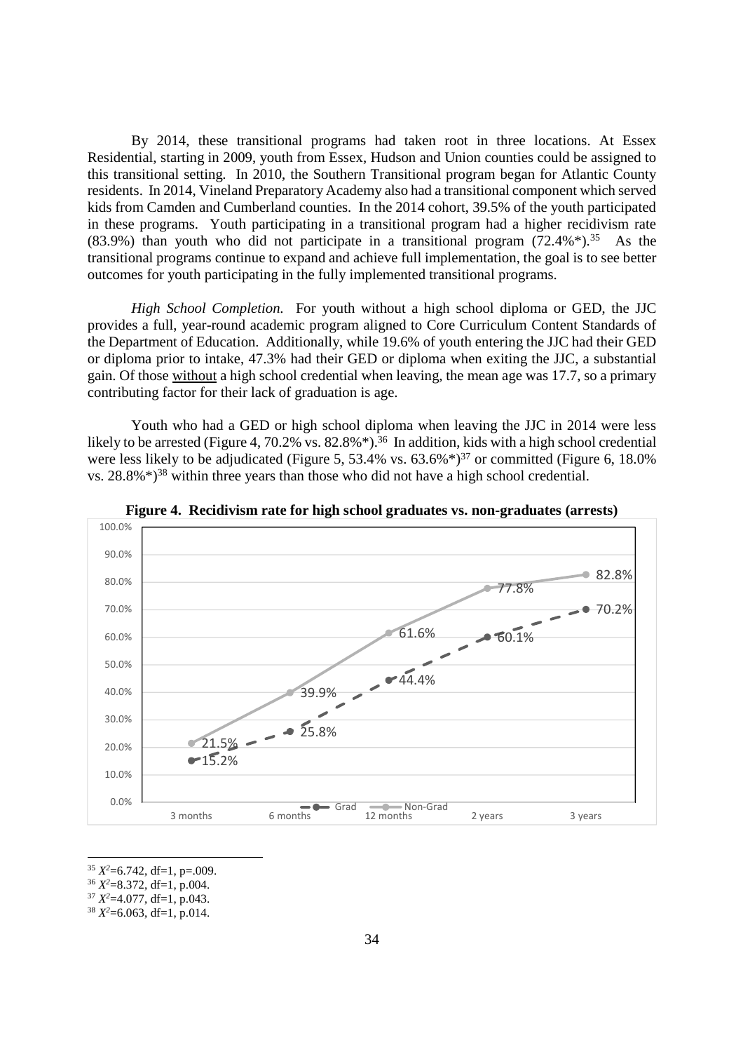By 2014, these transitional programs had taken root in three locations. At Essex Residential, starting in 2009, youth from Essex, Hudson and Union counties could be assigned to this transitional setting. In 2010, the Southern Transitional program began for Atlantic County residents. In 2014, Vineland Preparatory Academy also had a transitional component which served kids from Camden and Cumberland counties. In the 2014 cohort, 39.5% of the youth participated in these programs. Youth participating in a transitional program had a higher recidivism rate (83.9%) than youth who did not participate in a transitional program (72.4%*).[35] As the transitional programs continue to expand and achieve full implementation, the goal is to see better outcomes for youth participating in the fully implemented transitional programs.

*High School Completion.* For youth without a high school diploma or GED, the JJC provides a full, year-round academic program aligned to Core Curriculum Content Standards of the Department of Education. Additionally, while 19.6% of youth entering the JJC had their GED or diploma prior to intake, 47.3% had their GED or diploma when exiting the JJC, a substantial gain. Of those <u>without</u> a high school credential when leaving, the mean age was 17.7, so a primary contributing factor for their lack of graduation is age.

Youth who had a GED or high school diploma when leaving the JJC in 2014 were less likely to be arrested (Figure 4, 70.2% vs. 82.8%*).[36] In addition, kids with a high school credential were less likely to be adjudicated (Figure 5, 53.4% vs. 63.6%*)[37] or committed (Figure 6, 18.0% vs. 28.8%*)[38] within three years than those who did not have a high school credential.

**Figure 4. Recidivism rate for high school graduates vs. non-graduates (arrests)**

| | 3 months | 6 months | 12 months | 2 years | 3 years |
|---|---|---|---|---|---|
| Grad | 15.2% | 25.8% | 44.4% | 60.1% | 70.2% |
| Non-Grad | 21.5% | 39.9% | 61.6% | 77.8% | 82.8% |

---

[35] $X^2$=6.742, df=1, p=.009.

[36] $X^2$=8.372, df=1, p.004.

[37] $X^2$=4.077, df=1, p.043.

[38] $X^2$=6.063, df=1, p.014.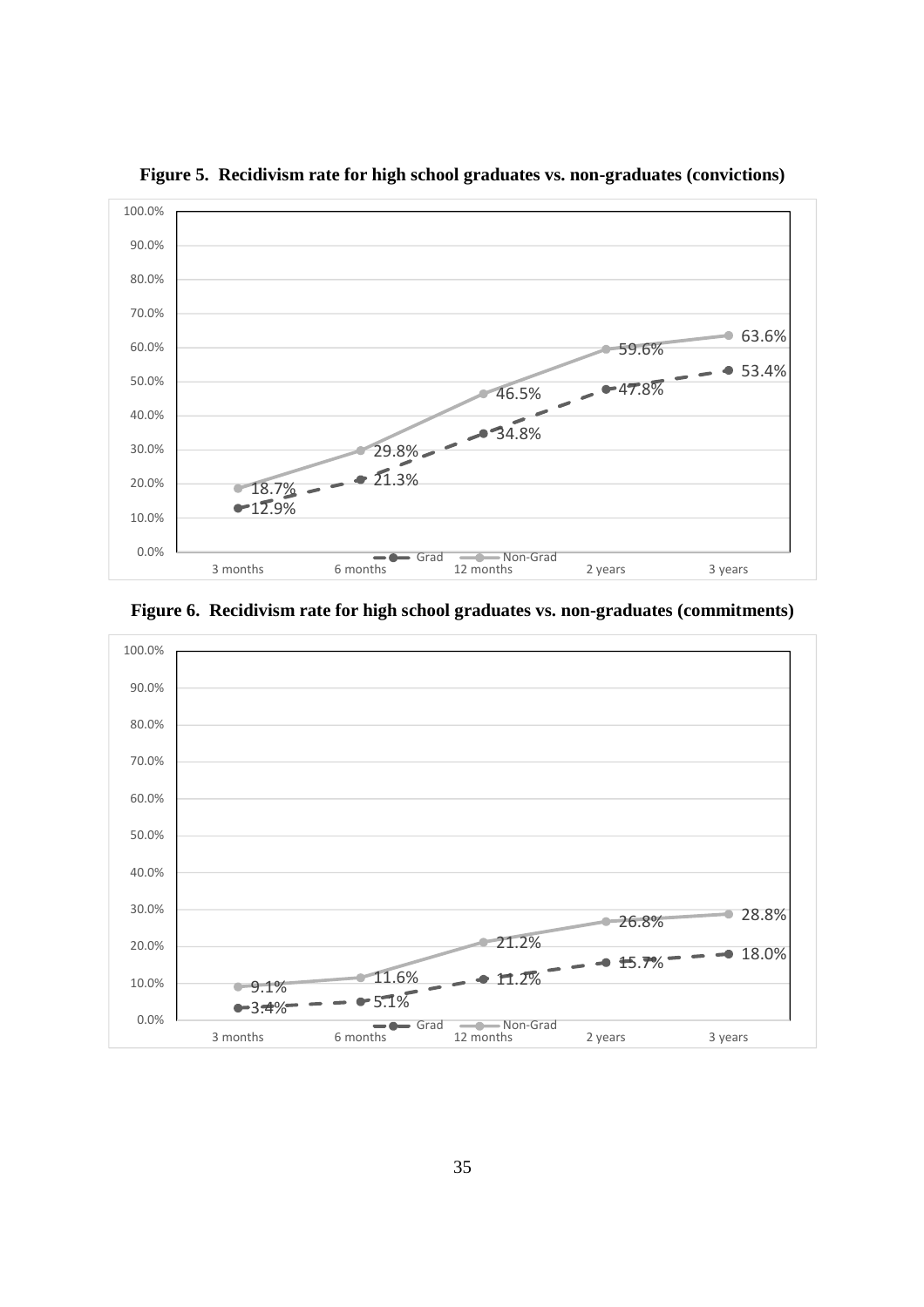**Figure 5. Recidivism rate for high school graduates vs. non-graduates (convictions)**

| | 3 months | 6 months | 12 months | 2 years | 3 years |
|---|---|---|---|---|---|
| Grad | 12.9% | 21.3% | 34.8% | 47.8% | 53.4% |
| Non-Grad | 18.7% | 29.8% | 46.5% | 59.6% | 63.6% |

**Figure 6. Recidivism rate for high school graduates vs. non-graduates (commitments)**

| | 3 months | 6 months | 12 months | 2 years | 3 years |
|---|---|---|---|---|---|
| Grad | 3.4% | 5.1% | 11.2% | 15.7% | 18.0% |
| Non-Grad | 9.1% | 11.6% | 21.2% | 26.8% | 28.8% |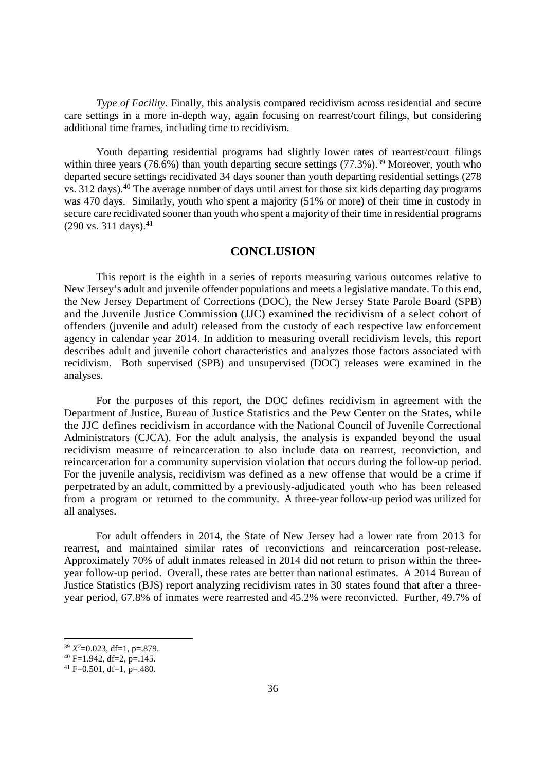*Type of Facility.* Finally, this analysis compared recidivism across residential and secure care settings in a more in-depth way, again focusing on rearrest/court filings, but considering additional time frames, including time to recidivism.

Youth departing residential programs had slightly lower rates of rearrest/court filings within three years (76.6%) than youth departing secure settings (77.3%).[39] Moreover, youth who departed secure settings recidivated 34 days sooner than youth departing residential settings (278 vs. 312 days).[40] The average number of days until arrest for those six kids departing day programs was 470 days. Similarly, youth who spent a majority (51% or more) of their time in custody in secure care recidivated sooner than youth who spent a majority of their time in residential programs (290 vs. 311 days).[41]

## CONCLUSION

This report is the eighth in a series of reports measuring various outcomes relative to New Jersey's adult and juvenile offender populations and meets a legislative mandate. To this end, the New Jersey Department of Corrections (DOC), the New Jersey State Parole Board (SPB) and the Juvenile Justice Commission (JJC) examined the recidivism of a select cohort of offenders (juvenile and adult) released from the custody of each respective law enforcement agency in calendar year 2014. In addition to measuring overall recidivism levels, this report describes adult and juvenile cohort characteristics and analyzes those factors associated with recidivism. Both supervised (SPB) and unsupervised (DOC) releases were examined in the analyses.

For the purposes of this report, the DOC defines recidivism in agreement with the Department of Justice, Bureau of Justice Statistics and the Pew Center on the States, while the JJC defines recidivism in accordance with the National Council of Juvenile Correctional Administrators (CJCA). For the adult analysis, the analysis is expanded beyond the usual recidivism measure of reincarceration to also include data on rearrest, reconviction, and reincarceration for a community supervision violation that occurs during the follow-up period. For the juvenile analysis, recidivism was defined as a new offense that would be a crime if perpetrated by an adult, committed by a previously-adjudicated youth who has been released from a program or returned to the community. A three-year follow-up period was utilized for all analyses.

For adult offenders in 2014, the State of New Jersey had a lower rate from 2013 for rearrest, and maintained similar rates of reconvictions and reincarceration post-release. Approximately 70% of adult inmates released in 2014 did not return to prison within the three-year follow-up period. Overall, these rates are better than national estimates. A 2014 Bureau of Justice Statistics (BJS) report analyzing recidivism rates in 30 states found that after a three-year period, 67.8% of inmates were rearrested and 45.2% were reconvicted. Further, 49.7% of

---

[39] $X^2=0.023$, df=1, p=.879.

[40] F=1.942, df=2, p=.145.

[41] F=0.501, df=1, p=.480.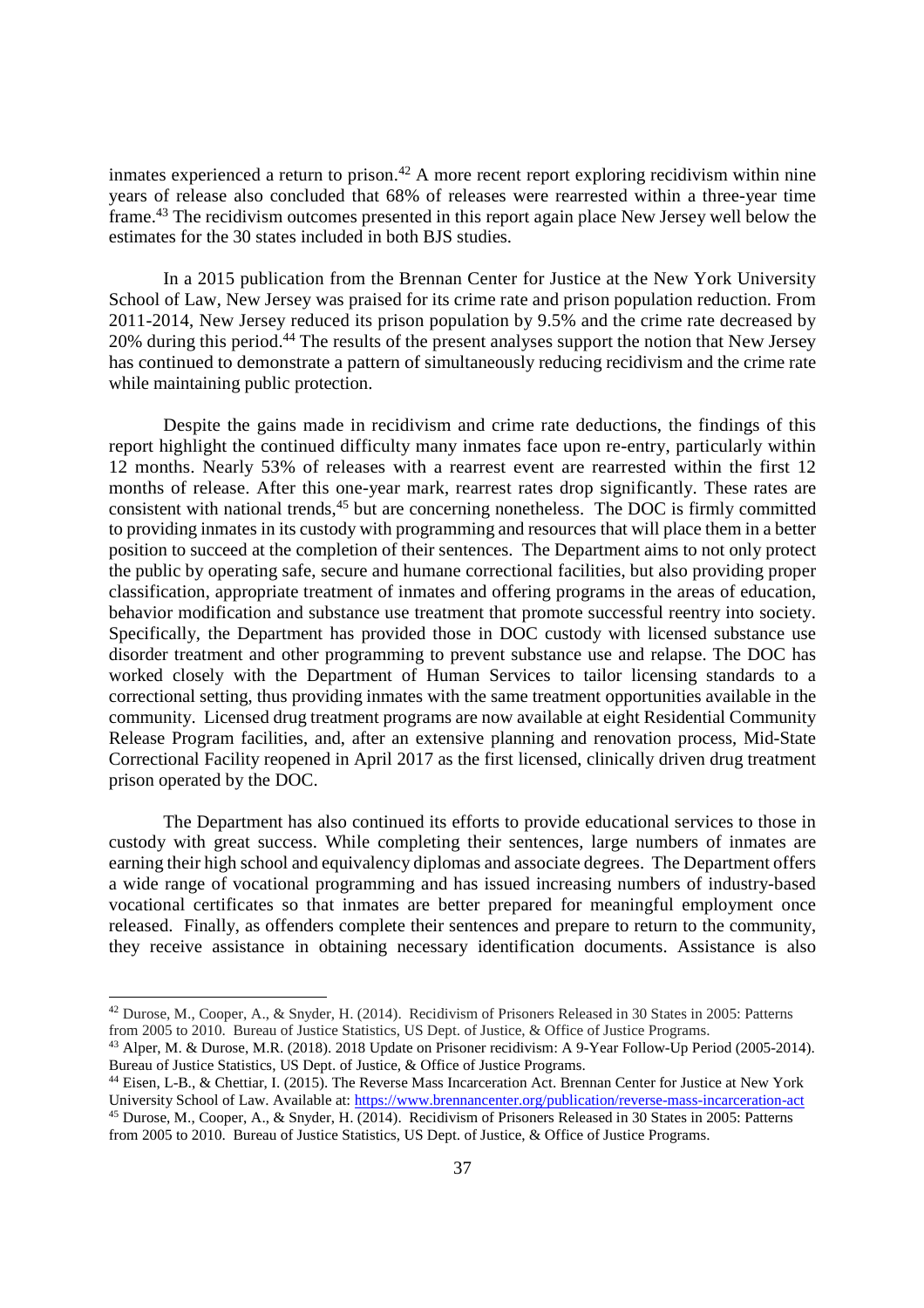inmates experienced a return to prison.[42] A more recent report exploring recidivism within nine years of release also concluded that 68% of releases were rearrested within a three-year time frame.[43] The recidivism outcomes presented in this report again place New Jersey well below the estimates for the 30 states included in both BJS studies.

In a 2015 publication from the Brennan Center for Justice at the New York University School of Law, New Jersey was praised for its crime rate and prison population reduction. From 2011-2014, New Jersey reduced its prison population by 9.5% and the crime rate decreased by 20% during this period.[44] The results of the present analyses support the notion that New Jersey has continued to demonstrate a pattern of simultaneously reducing recidivism and the crime rate while maintaining public protection.

Despite the gains made in recidivism and crime rate deductions, the findings of this report highlight the continued difficulty many inmates face upon re-entry, particularly within 12 months. Nearly 53% of releases with a rearrest event are rearrested within the first 12 months of release. After this one-year mark, rearrest rates drop significantly. These rates are consistent with national trends,[45] but are concerning nonetheless. The DOC is firmly committed to providing inmates in its custody with programming and resources that will place them in a better position to succeed at the completion of their sentences. The Department aims to not only protect the public by operating safe, secure and humane correctional facilities, but also providing proper classification, appropriate treatment of inmates and offering programs in the areas of education, behavior modification and substance use treatment that promote successful reentry into society. Specifically, the Department has provided those in DOC custody with licensed substance use disorder treatment and other programming to prevent substance use and relapse. The DOC has worked closely with the Department of Human Services to tailor licensing standards to a correctional setting, thus providing inmates with the same treatment opportunities available in the community. Licensed drug treatment programs are now available at eight Residential Community Release Program facilities, and, after an extensive planning and renovation process, Mid-State Correctional Facility reopened in April 2017 as the first licensed, clinically driven drug treatment prison operated by the DOC.

The Department has also continued its efforts to provide educational services to those in custody with great success. While completing their sentences, large numbers of inmates are earning their high school and equivalency diplomas and associate degrees. The Department offers a wide range of vocational programming and has issued increasing numbers of industry-based vocational certificates so that inmates are better prepared for meaningful employment once released. Finally, as offenders complete their sentences and prepare to return to the community, they receive assistance in obtaining necessary identification documents. Assistance is also

---

[42] Durose, M., Cooper, A., & Snyder, H. (2014). Recidivism of Prisoners Released in 30 States in 2005: Patterns from 2005 to 2010. Bureau of Justice Statistics, US Dept. of Justice, & Office of Justice Programs.

[43] Alper, M. & Durose, M.R. (2018). 2018 Update on Prisoner recidivism: A 9-Year Follow-Up Period (2005-2014). Bureau of Justice Statistics, US Dept. of Justice, & Office of Justice Programs.

[44] Eisen, L-B., & Chettiar, I. (2015). The Reverse Mass Incarceration Act. Brennan Center for Justice at New York University School of Law. Available at: https://www.brennancenter.org/publication/reverse-mass-incarceration-act

[45] Durose, M., Cooper, A., & Snyder, H. (2014). Recidivism of Prisoners Released in 30 States in 2005: Patterns from 2005 to 2010. Bureau of Justice Statistics, US Dept. of Justice, & Office of Justice Programs.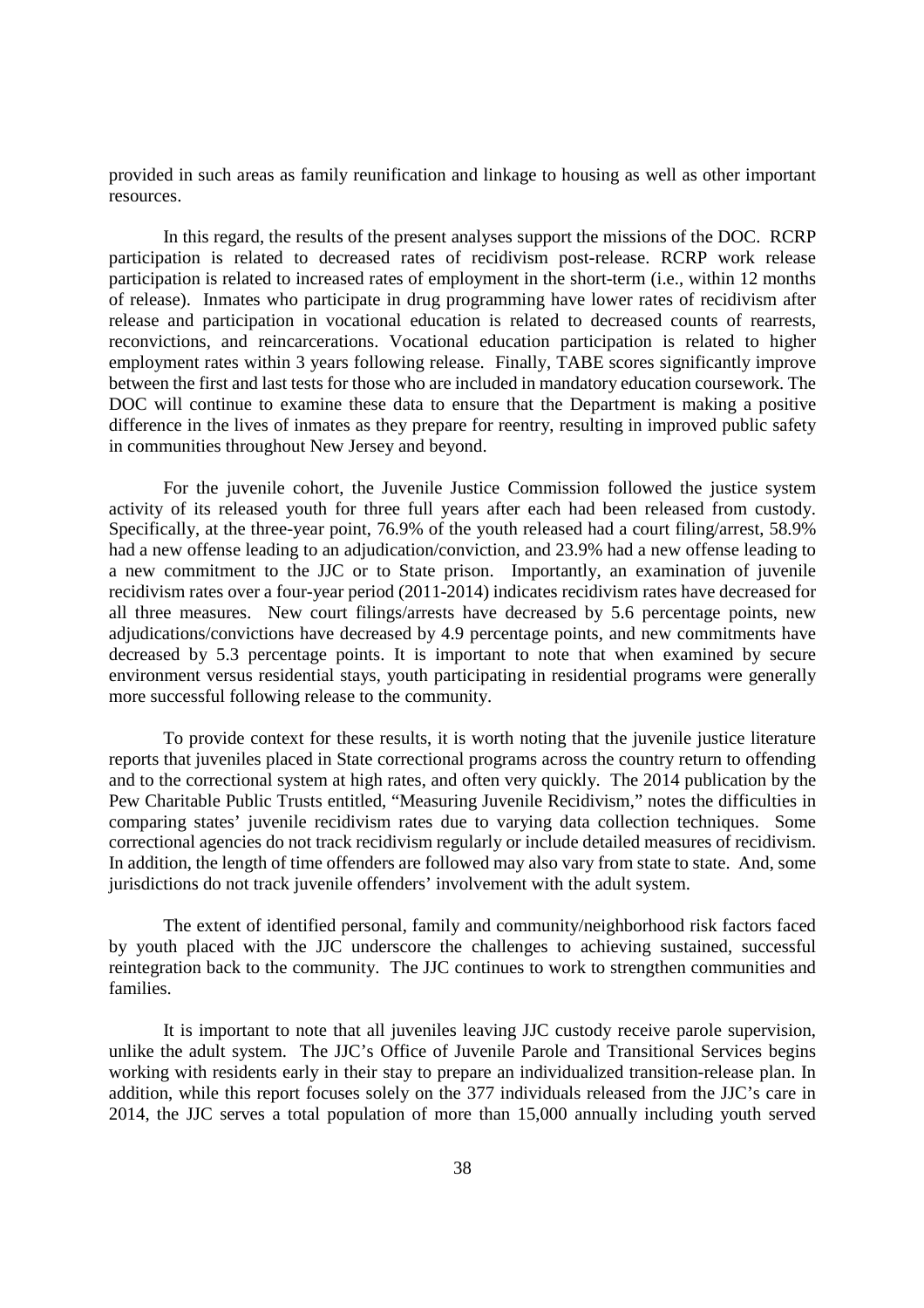provided in such areas as family reunification and linkage to housing as well as other important resources.

In this regard, the results of the present analyses support the missions of the DOC. RCRP participation is related to decreased rates of recidivism post-release. RCRP work release participation is related to increased rates of employment in the short-term (i.e., within 12 months of release). Inmates who participate in drug programming have lower rates of recidivism after release and participation in vocational education is related to decreased counts of rearrests, reconvictions, and reincarcerations. Vocational education participation is related to higher employment rates within 3 years following release. Finally, TABE scores significantly improve between the first and last tests for those who are included in mandatory education coursework. The DOC will continue to examine these data to ensure that the Department is making a positive difference in the lives of inmates as they prepare for reentry, resulting in improved public safety in communities throughout New Jersey and beyond.

For the juvenile cohort, the Juvenile Justice Commission followed the justice system activity of its released youth for three full years after each had been released from custody. Specifically, at the three-year point, 76.9% of the youth released had a court filing/arrest, 58.9% had a new offense leading to an adjudication/conviction, and 23.9% had a new offense leading to a new commitment to the JJC or to State prison. Importantly, an examination of juvenile recidivism rates over a four-year period (2011-2014) indicates recidivism rates have decreased for all three measures. New court filings/arrests have decreased by 5.6 percentage points, new adjudications/convictions have decreased by 4.9 percentage points, and new commitments have decreased by 5.3 percentage points. It is important to note that when examined by secure environment versus residential stays, youth participating in residential programs were generally more successful following release to the community.

To provide context for these results, it is worth noting that the juvenile justice literature reports that juveniles placed in State correctional programs across the country return to offending and to the correctional system at high rates, and often very quickly. The 2014 publication by the Pew Charitable Public Trusts entitled, "Measuring Juvenile Recidivism," notes the difficulties in comparing states' juvenile recidivism rates due to varying data collection techniques. Some correctional agencies do not track recidivism regularly or include detailed measures of recidivism. In addition, the length of time offenders are followed may also vary from state to state. And, some jurisdictions do not track juvenile offenders' involvement with the adult system.

The extent of identified personal, family and community/neighborhood risk factors faced by youth placed with the JJC underscore the challenges to achieving sustained, successful reintegration back to the community. The JJC continues to work to strengthen communities and families.

It is important to note that all juveniles leaving JJC custody receive parole supervision, unlike the adult system. The JJC's Office of Juvenile Parole and Transitional Services begins working with residents early in their stay to prepare an individualized transition-release plan. In addition, while this report focuses solely on the 377 individuals released from the JJC's care in 2014, the JJC serves a total population of more than 15,000 annually including youth served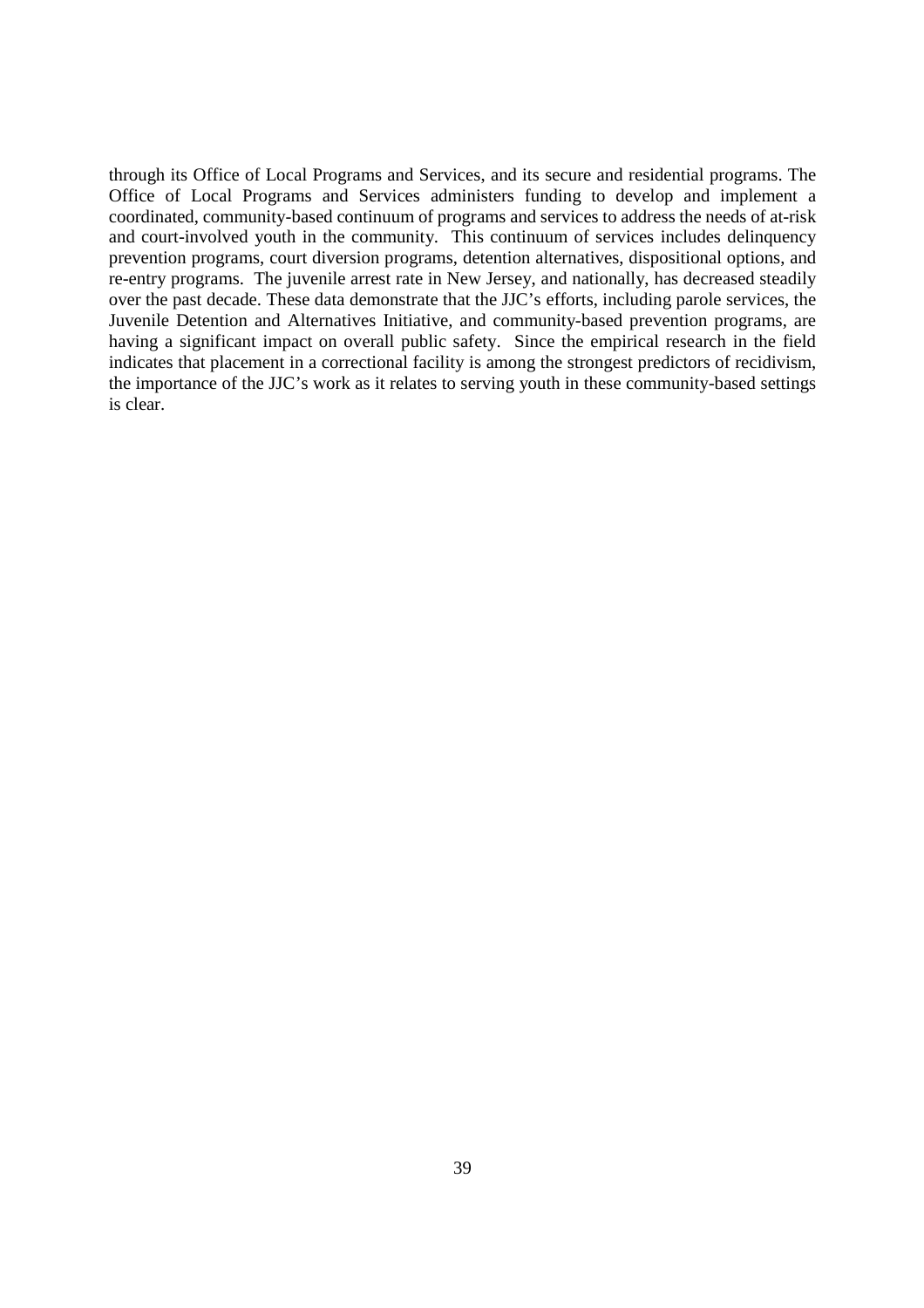through its Office of Local Programs and Services, and its secure and residential programs. The Office of Local Programs and Services administers funding to develop and implement a coordinated, community-based continuum of programs and services to address the needs of at-risk and court-involved youth in the community. This continuum of services includes delinquency prevention programs, court diversion programs, detention alternatives, dispositional options, and re-entry programs. The juvenile arrest rate in New Jersey, and nationally, has decreased steadily over the past decade. These data demonstrate that the JJC's efforts, including parole services, the Juvenile Detention and Alternatives Initiative, and community-based prevention programs, are having a significant impact on overall public safety. Since the empirical research in the field indicates that placement in a correctional facility is among the strongest predictors of recidivism, the importance of the JJC's work as it relates to serving youth in these community-based settings is clear.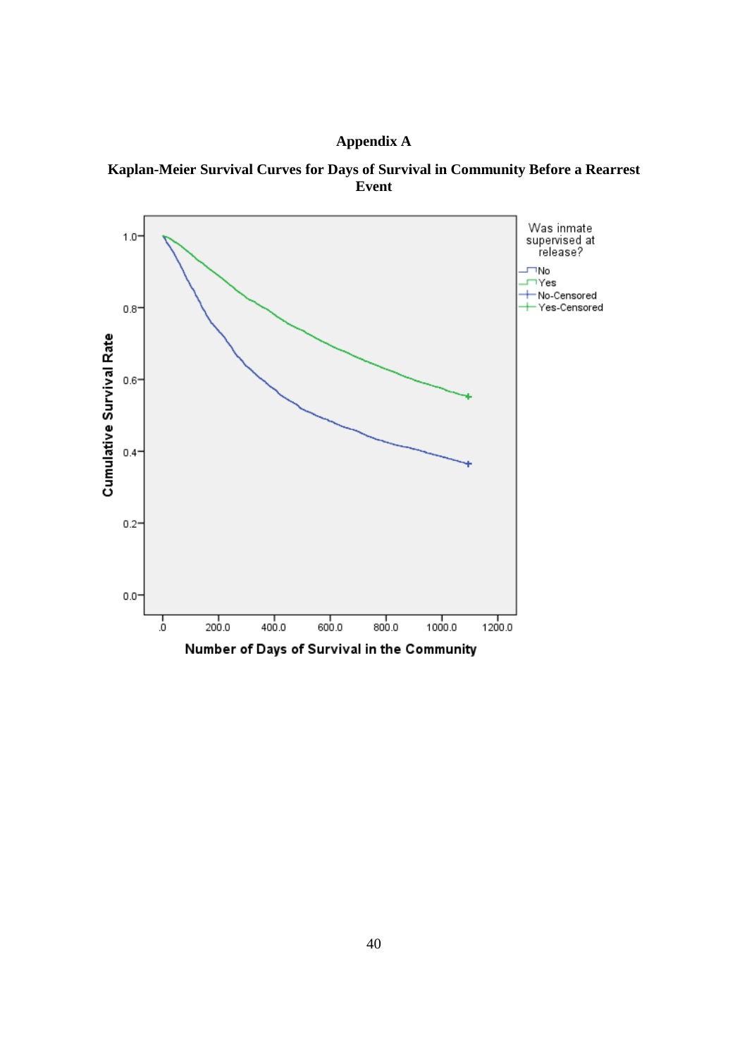# Appendix A

**Kaplan-Meier Survival Curves for Days of Survival in Community Before a Rearrest Event**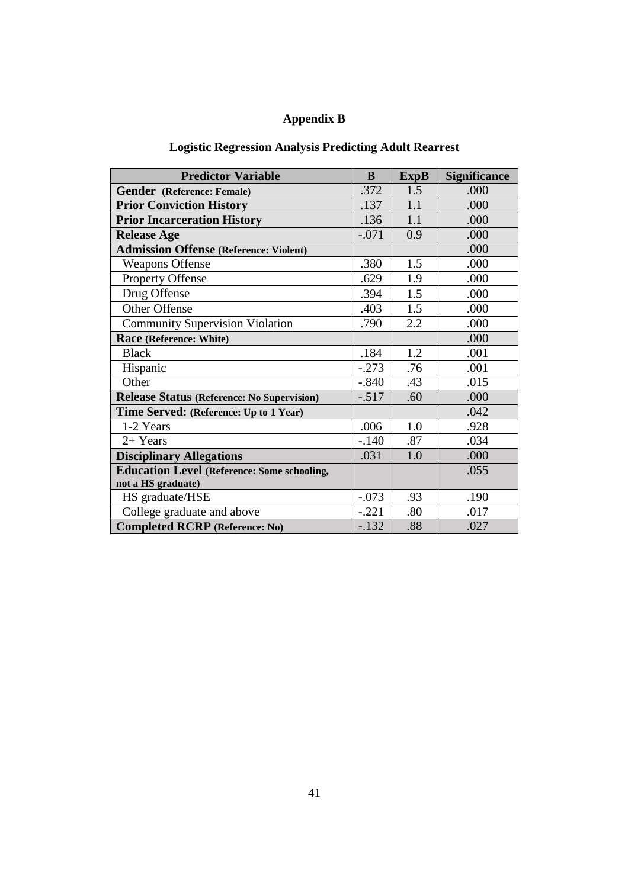# Appendix B

## Logistic Regression Analysis Predicting Adult Rearrest

| Predictor Variable | B | ExpB | Significance |
|---|---|---|---|
| **Gender (Reference: Female)** | .372 | 1.5 | .000 |
| **Prior Conviction History** | .137 | 1.1 | .000 |
| **Prior Incarceration History** | .136 | 1.1 | .000 |
| **Release Age** | -.071 | 0.9 | .000 |
| **Admission Offense (Reference: Violent)** | | | .000 |
| Weapons Offense | .380 | 1.5 | .000 |
| Property Offense | .629 | 1.9 | .000 |
| Drug Offense | .394 | 1.5 | .000 |
| Other Offense | .403 | 1.5 | .000 |
| Community Supervision Violation | .790 | 2.2 | .000 |
| **Race (Reference: White)** | | | .000 |
| Black | .184 | 1.2 | .001 |
| Hispanic | -.273 | .76 | .001 |
| Other | -.840 | .43 | .015 |
| **Release Status (Reference: No Supervision)** | -.517 | .60 | .000 |
| **Time Served: (Reference: Up to 1 Year)** | | | .042 |
| 1-2 Years | .006 | 1.0 | .928 |
| 2+ Years | -.140 | .87 | .034 |
| **Disciplinary Allegations** | .031 | 1.0 | .000 |
| **Education Level (Reference: Some schooling, not a HS graduate)** | | | .055 |
| HS graduate/HSE | -.073 | .93 | .190 |
| College graduate and above | -.221 | .80 | .017 |
| **Completed RCRP (Reference: No)** | -.132 | .88 | .027 |